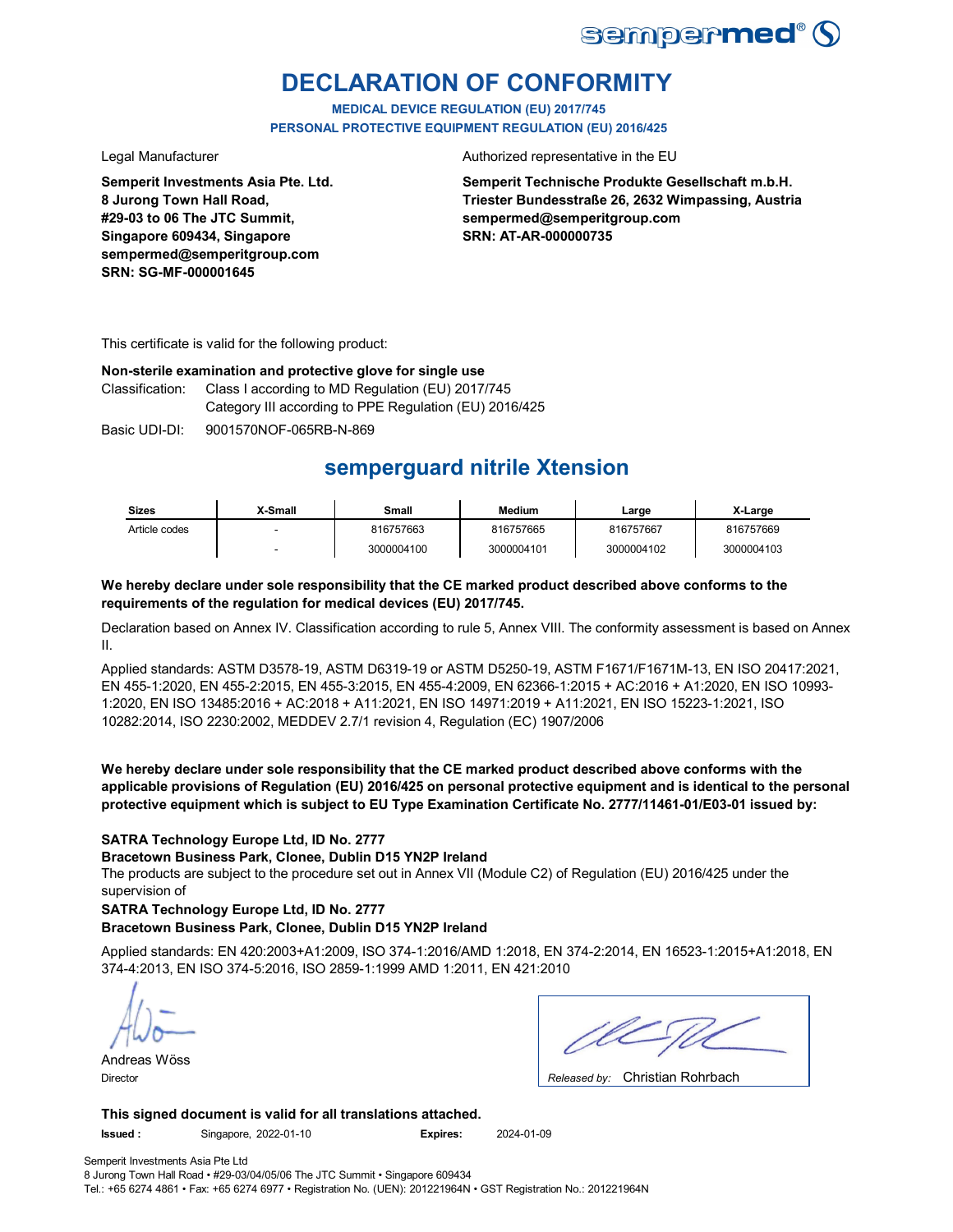sempermed®

# DECLARATION OF CONFORMITY

**MEDICAL DEVICE REGULATION (EU) 2017/745**
**PERSONAL PROTECTIVE EQUIPMENT REGULATION (EU) 2016/425**

Legal Manufacturer

**Semperit Investments Asia Pte. Ltd.**
**8 Jurong Town Hall Road,**
**#29-03 to 06 The JTC Summit,**
**Singapore 609434, Singapore**
**sempermed@semperitgroup.com**
**SRN: SG-MF-000001645**

Authorized representative in the EU

**Semperit Technische Produkte Gesellschaft m.b.H.**
**Triester Bundesstraße 26, 2632 Wimpassing, Austria**
**sempermed@semperitgroup.com**
**SRN: AT-AR-000000735**

This certificate is valid for the following product:

**Non-sterile examination and protective glove for single use**

Classification: Class I according to MD Regulation (EU) 2017/745
Category III according to PPE Regulation (EU) 2016/425

Basic UDI-DI: 9001570NOF-065RB-N-869

## semperguard nitrile Xtension

| Sizes | X-Small | Small | Medium | Large | X-Large |
|---|---|---|---|---|---|
| Article codes | - | 816757663 | 816757665 | 816757667 | 816757669 |
| | - | 3000004100 | 3000004101 | 3000004102 | 3000004103 |

**We hereby declare under sole responsibility that the CE marked product described above conforms to the requirements of the regulation for medical devices (EU) 2017/745.**

Declaration based on Annex IV. Classification according to rule 5, Annex VIII. The conformity assessment is based on Annex II.

Applied standards: ASTM D3578-19, ASTM D6319-19 or ASTM D5250-19, ASTM F1671/F1671M-13, EN ISO 20417:2021, EN 455-1:2020, EN 455-2:2015, EN 455-3:2015, EN 455-4:2009, EN 62366-1:2015 + AC:2016 + A1:2020, EN ISO 10993-1:2020, EN ISO 13485:2016 + AC:2018 + A11:2021, EN ISO 14971:2019 + A11:2021, EN ISO 15223-1:2021, ISO 10282:2014, ISO 2230:2002, MEDDEV 2.7/1 revision 4, Regulation (EC) 1907/2006

**We hereby declare under sole responsibility that the CE marked product described above conforms with the applicable provisions of Regulation (EU) 2016/425 on personal protective equipment and is identical to the personal protective equipment which is subject to EU Type Examination Certificate No. 2777/11461-01/E03-01 issued by:**

**SATRA Technology Europe Ltd, ID No. 2777**
**Bracetown Business Park, Clonee, Dublin D15 YN2P Ireland**
The products are subject to the procedure set out in Annex VII (Module C2) of Regulation (EU) 2016/425 under the supervision of
**SATRA Technology Europe Ltd, ID No. 2777**
**Bracetown Business Park, Clonee, Dublin D15 YN2P Ireland**

Applied standards: EN 420:2003+A1:2009, ISO 374-1:2016/AMD 1:2018, EN 374-2:2014, EN 16523-1:2015+A1:2018, EN 374-4:2013, EN ISO 374-5:2016, ISO 2859-1:1999 AMD 1:2011, EN 421:2010

Andreas Wöss
Director

*Released by:* Christian Rohrbach

**This signed document is valid for all translations attached.**

**Issued :** Singapore, 2022-01-10 **Expires:** 2024-01-09

Semperit Investments Asia Pte Ltd
8 Jurong Town Hall Road • #29-03/04/05/06 The JTC Summit • Singapore 609434
Tel.: +65 6274 4861 • Fax: +65 6274 6977 • Registration No. (UEN): 201221964N • GST Registration No.: 201221964N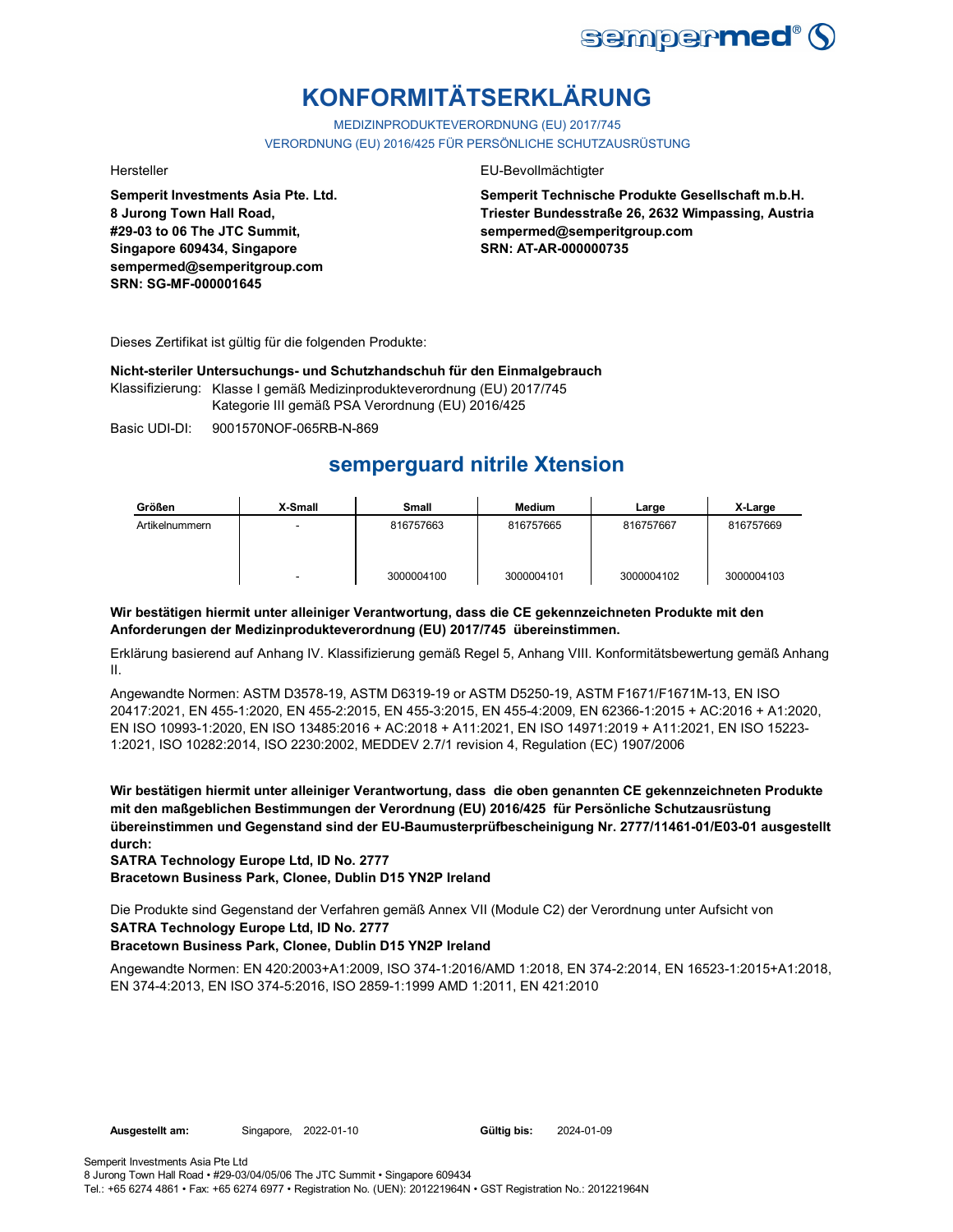# KONFORMITÄTSERKLÄRUNG

MEDIZINPRODUKTEVERORDNUNG (EU) 2017/745
VERORDNUNG (EU) 2016/425 FÜR PERSÖNLICHE SCHUTZAUSRÜSTUNG

Hersteller

**Semperit Investments Asia Pte. Ltd.**
**8 Jurong Town Hall Road,**
**#29-03 to 06 The JTC Summit,**
**Singapore 609434, Singapore**
**sempermed@semperitgroup.com**
**SRN: SG-MF-000001645**

EU-Bevollmächtigter

**Semperit Technische Produkte Gesellschaft m.b.H.**
**Triester Bundesstraße 26, 2632 Wimpassing, Austria**
**sempermed@semperitgroup.com**
**SRN: AT-AR-000000735**

Dieses Zertifikat ist gültig für die folgenden Produkte:

**Nicht-steriler Untersuchungs- und Schutzhandschuh für den Einmalgebrauch**

Klassifizierung: Klasse I gemäß Medizinprodukteverordnung (EU) 2017/745
Kategorie III gemäß PSA Verordnung (EU) 2016/425

Basic UDI-DI: 9001570NOF-065RB-N-869

## semperguard nitrile Xtension

| Größen | X-Small | Small | Medium | Large | X-Large |
|---|---|---|---|---|---|
| Artikelnummern | - | 816757663 | 816757665 | 816757667 | 816757669 |
| | - | 3000004100 | 3000004101 | 3000004102 | 3000004103 |

**Wir bestätigen hiermit unter alleiniger Verantwortung, dass die CE gekennzeichneten Produkte mit den Anforderungen der Medizinprodukteverordnung (EU) 2017/745 übereinstimmen.**

Erklärung basierend auf Anhang IV. Klassifizierung gemäß Regel 5, Anhang VIII. Konformitätsbewertung gemäß Anhang II.

Angewandte Normen: ASTM D3578-19, ASTM D6319-19 or ASTM D5250-19, ASTM F1671/F1671M-13, EN ISO 20417:2021, EN 455-1:2020, EN 455-2:2015, EN 455-3:2015, EN 455-4:2009, EN 62366-1:2015 + AC:2016 + A1:2020, EN ISO 10993-1:2020, EN ISO 13485:2016 + AC:2018 + A11:2021, EN ISO 14971:2019 + A11:2021, EN ISO 15223-1:2021, ISO 10282:2014, ISO 2230:2002, MEDDEV 2.7/1 revision 4, Regulation (EC) 1907/2006

**Wir bestätigen hiermit unter alleiniger Verantwortung, dass die oben genannten CE gekennzeichneten Produkte mit den maßgeblichen Bestimmungen der Verordnung (EU) 2016/425 für Persönliche Schutzausrüstung übereinstimmen und Gegenstand sind der EU-Baumusterprüfbescheinigung Nr. 2777/11461-01/E03-01 ausgestellt durch:**
**SATRA Technology Europe Ltd, ID No. 2777**
**Bracetown Business Park, Clonee, Dublin D15 YN2P Ireland**

Die Produkte sind Gegenstand der Verfahren gemäß Annex VII (Module C2) der Verordnung unter Aufsicht von
**SATRA Technology Europe Ltd, ID No. 2777**
**Bracetown Business Park, Clonee, Dublin D15 YN2P Ireland**

Angewandte Normen: EN 420:2003+A1:2009, ISO 374-1:2016/AMD 1:2018, EN 374-2:2014, EN 16523-1:2015+A1:2018, EN 374-4:2013, EN ISO 374-5:2016, ISO 2859-1:1999 AMD 1:2011, EN 421:2010

**Ausgestellt am:** Singapore, 2022-01-10 **Gültig bis:** 2024-01-09

Semperit Investments Asia Pte Ltd
8 Jurong Town Hall Road • #29-03/04/05/06 The JTC Summit • Singapore 609434
Tel.: +65 6274 4861 • Fax: +65 6274 6977 • Registration No. (UEN): 201221964N • GST Registration No.: 201221964N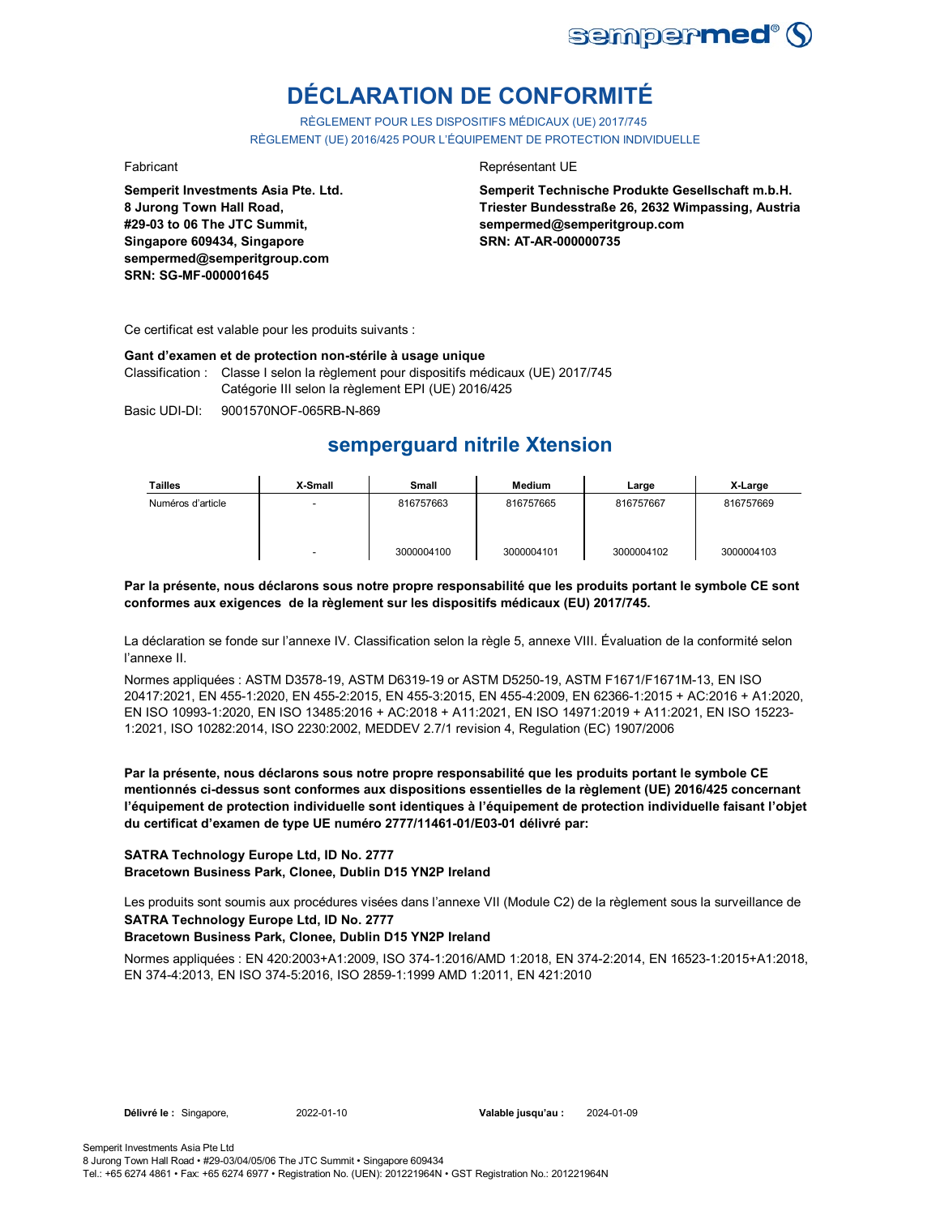# DÉCLARATION DE CONFORMITÉ

RÈGLEMENT POUR LES DISPOSITIFS MÉDICAUX (UE) 2017/745

RÈGLEMENT (UE) 2016/425 POUR L'ÉQUIPEMENT DE PROTECTION INDIVIDUELLE

Fabricant

**Semperit Investments Asia Pte. Ltd.**
**8 Jurong Town Hall Road,**
**#29-03 to 06 The JTC Summit,**
**Singapore 609434, Singapore**
**sempermed@semperitgroup.com**
**SRN: SG-MF-000001645**

Représentant UE

**Semperit Technische Produkte Gesellschaft m.b.H.**
**Triester Bundesstraße 26, 2632 Wimpassing, Austria**
**sempermed@semperitgroup.com**
**SRN: AT-AR-000000735**

Ce certificat est valable pour les produits suivants :

**Gant d'examen et de protection non-stérile à usage unique**

Classification : Classe I selon la règlement pour dispositifs médicaux (UE) 2017/745
Catégorie III selon la règlement EPI (UE) 2016/425

Basic UDI-DI: 9001570NOF-065RB-N-869

## semperguard nitrile Xtension

| Tailles | X-Small | Small | Medium | Large | X-Large |
|---|---|---|---|---|---|
| Numéros d'article | - | 816757663 | 816757665 | 816757667 | 816757669 |
| | - | 3000004100 | 3000004101 | 3000004102 | 3000004103 |

**Par la présente, nous déclarons sous notre propre responsabilité que les produits portant le symbole CE sont conformes aux exigences de la règlement sur les dispositifs médicaux (EU) 2017/745.**

La déclaration se fonde sur l'annexe IV. Classification selon la règle 5, annexe VIII. Évaluation de la conformité selon l'annexe II.

Normes appliquées : ASTM D3578-19, ASTM D6319-19 or ASTM D5250-19, ASTM F1671/F1671M-13, EN ISO 20417:2021, EN 455-1:2020, EN 455-2:2015, EN 455-3:2015, EN 455-4:2009, EN 62366-1:2015 + AC:2016 + A1:2020, EN ISO 10993-1:2020, EN ISO 13485:2016 + AC:2018 + A11:2021, EN ISO 14971:2019 + A11:2021, EN ISO 15223-1:2021, ISO 10282:2014, ISO 2230:2002, MEDDEV 2.7/1 revision 4, Regulation (EC) 1907/2006

**Par la présente, nous déclarons sous notre propre responsabilité que les produits portant le symbole CE mentionnés ci-dessus sont conformes aux dispositions essentielles de la règlement (UE) 2016/425 concernant l'équipement de protection individuelle sont identiques à l'équipement de protection individuelle faisant l'objet du certificat d'examen de type UE numéro 2777/11461-01/E03-01 délivré par:**

**SATRA Technology Europe Ltd, ID No. 2777**
**Bracetown Business Park, Clonee, Dublin D15 YN2P Ireland**

Les produits sont soumis aux procédures visées dans l'annexe VII (Module C2) de la règlement sous la surveillance de
**SATRA Technology Europe Ltd, ID No. 2777**
**Bracetown Business Park, Clonee, Dublin D15 YN2P Ireland**

Normes appliquées : EN 420:2003+A1:2009, ISO 374-1:2016/AMD 1:2018, EN 374-2:2014, EN 16523-1:2015+A1:2018, EN 374-4:2013, EN ISO 374-5:2016, ISO 2859-1:1999 AMD 1:2011, EN 421:2010

**Délivré le :** Singapore, 2022-01-10 **Valable jusqu'au :** 2024-01-09

Semperit Investments Asia Pte Ltd
8 Jurong Town Hall Road • #29-03/04/05/06 The JTC Summit • Singapore 609434
Tel.: +65 6274 4861 • Fax: +65 6274 6977 • Registration No. (UEN): 201221964N • GST Registration No.: 201221964N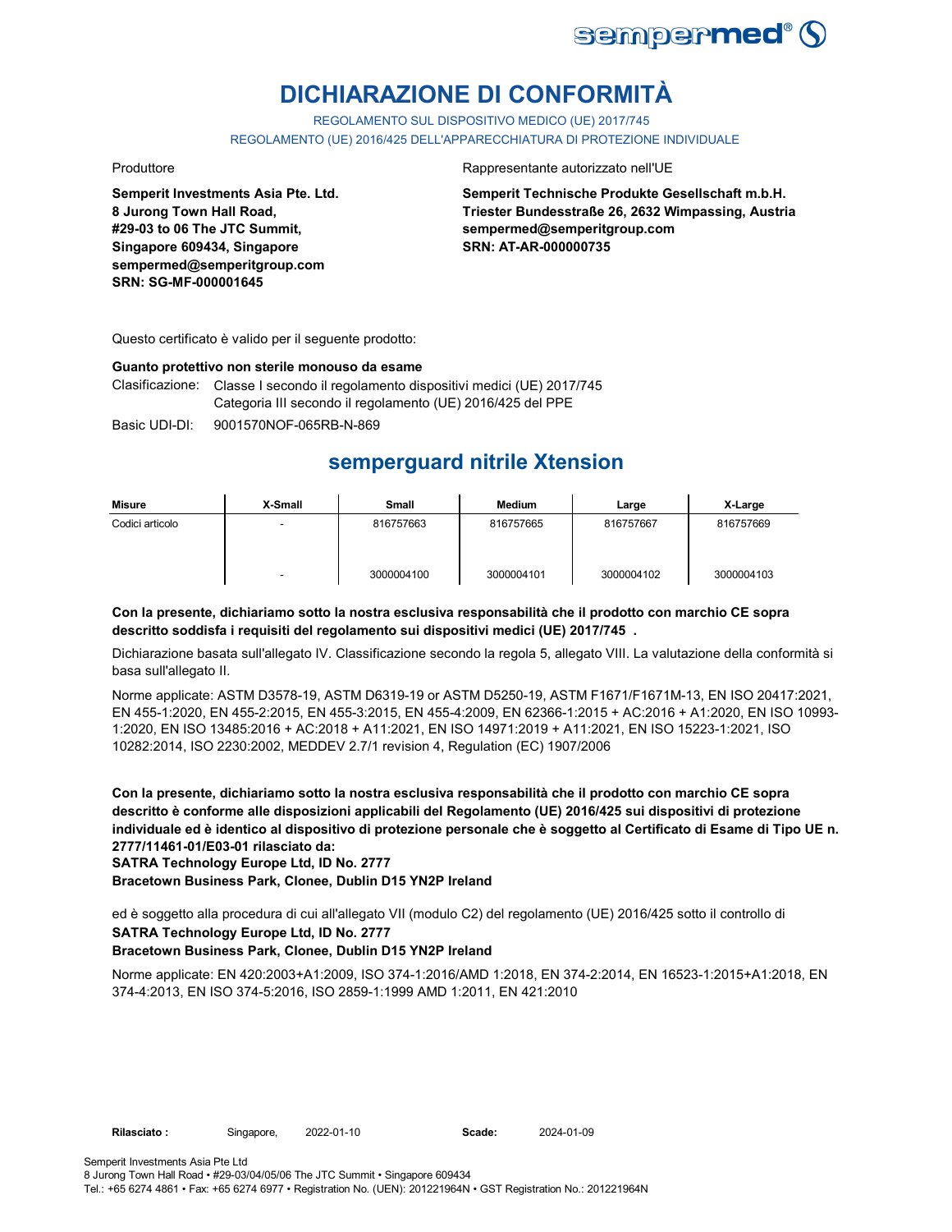# DICHIARAZIONE DI CONFORMITÀ

REGOLAMENTO SUL DISPOSITIVO MEDICO (UE) 2017/745
REGOLAMENTO (UE) 2016/425 DELL'APPARECCHIATURA DI PROTEZIONE INDIVIDUALE

Produttore

**Semperit Investments Asia Pte. Ltd.**
**8 Jurong Town Hall Road,**
**#29-03 to 06 The JTC Summit,**
**Singapore 609434, Singapore**
**sempermed@semperitgroup.com**
**SRN: SG-MF-000001645**

Rappresentante autorizzato nell'UE

**Semperit Technische Produkte Gesellschaft m.b.H.**
**Triester Bundesstraße 26, 2632 Wimpassing, Austria**
**sempermed@semperitgroup.com**
**SRN: AT-AR-000000735**

Questo certificato è valido per il seguente prodotto:

**Guanto protettivo non sterile monouso da esame**

Clasificazione: Classe I secondo il regolamento dispositivi medici (UE) 2017/745
Categoria III secondo il regolamento (UE) 2016/425 del PPE

Basic UDI-DI: 9001570NOF-065RB-N-869

## semperguard nitrile Xtension

| Misure | X-Small | Small | Medium | Large | X-Large |
|---|---|---|---|---|---|
| Codici articolo | - | 816757663 | 816757665 | 816757667 | 816757669 |
| | - | 3000004100 | 3000004101 | 3000004102 | 3000004103 |

**Con la presente, dichiariamo sotto la nostra esclusiva responsabilità che il prodotto con marchio CE sopra descritto soddisfa i requisiti del regolamento sui dispositivi medici (UE) 2017/745 .**

Dichiarazione basata sull'allegato IV. Classificazione secondo la regola 5, allegato VIII. La valutazione della conformità si basa sull'allegato II.

Norme applicate: ASTM D3578-19, ASTM D6319-19 or ASTM D5250-19, ASTM F1671/F1671M-13, EN ISO 20417:2021, EN 455-1:2020, EN 455-2:2015, EN 455-3:2015, EN 455-4:2009, EN 62366-1:2015 + AC:2016 + A1:2020, EN ISO 10993-1:2020, EN ISO 13485:2016 + AC:2018 + A11:2021, EN ISO 14971:2019 + A11:2021, EN ISO 15223-1:2021, ISO 10282:2014, ISO 2230:2002, MEDDEV 2.7/1 revision 4, Regulation (EC) 1907/2006

**Con la presente, dichiariamo sotto la nostra esclusiva responsabilità che il prodotto con marchio CE sopra descritto è conforme alle disposizioni applicabili del Regolamento (UE) 2016/425 sui dispositivi di protezione individuale ed è identico al dispositivo di protezione personale che è soggetto al Certificato di Esame di Tipo UE n. 2777/11461-01/E03-01 rilasciato da:**
**SATRA Technology Europe Ltd, ID No. 2777**
**Bracetown Business Park, Clonee, Dublin D15 YN2P Ireland**

ed è soggetto alla procedura di cui all'allegato VII (modulo C2) del regolamento (UE) 2016/425 sotto il controllo di
**SATRA Technology Europe Ltd, ID No. 2777**
**Bracetown Business Park, Clonee, Dublin D15 YN2P Ireland**

Norme applicate: EN 420:2003+A1:2009, ISO 374-1:2016/AMD 1:2018, EN 374-2:2014, EN 16523-1:2015+A1:2018, EN 374-4:2013, EN ISO 374-5:2016, ISO 2859-1:1999 AMD 1:2011, EN 421:2010

**Rilasciato :** Singapore, 2022-01-10 **Scade:** 2024-01-09

Semperit Investments Asia Pte Ltd
8 Jurong Town Hall Road • #29-03/04/05/06 The JTC Summit • Singapore 609434
Tel.: +65 6274 4861 • Fax: +65 6274 6977 • Registration No. (UEN): 201221964N • GST Registration No.: 201221964N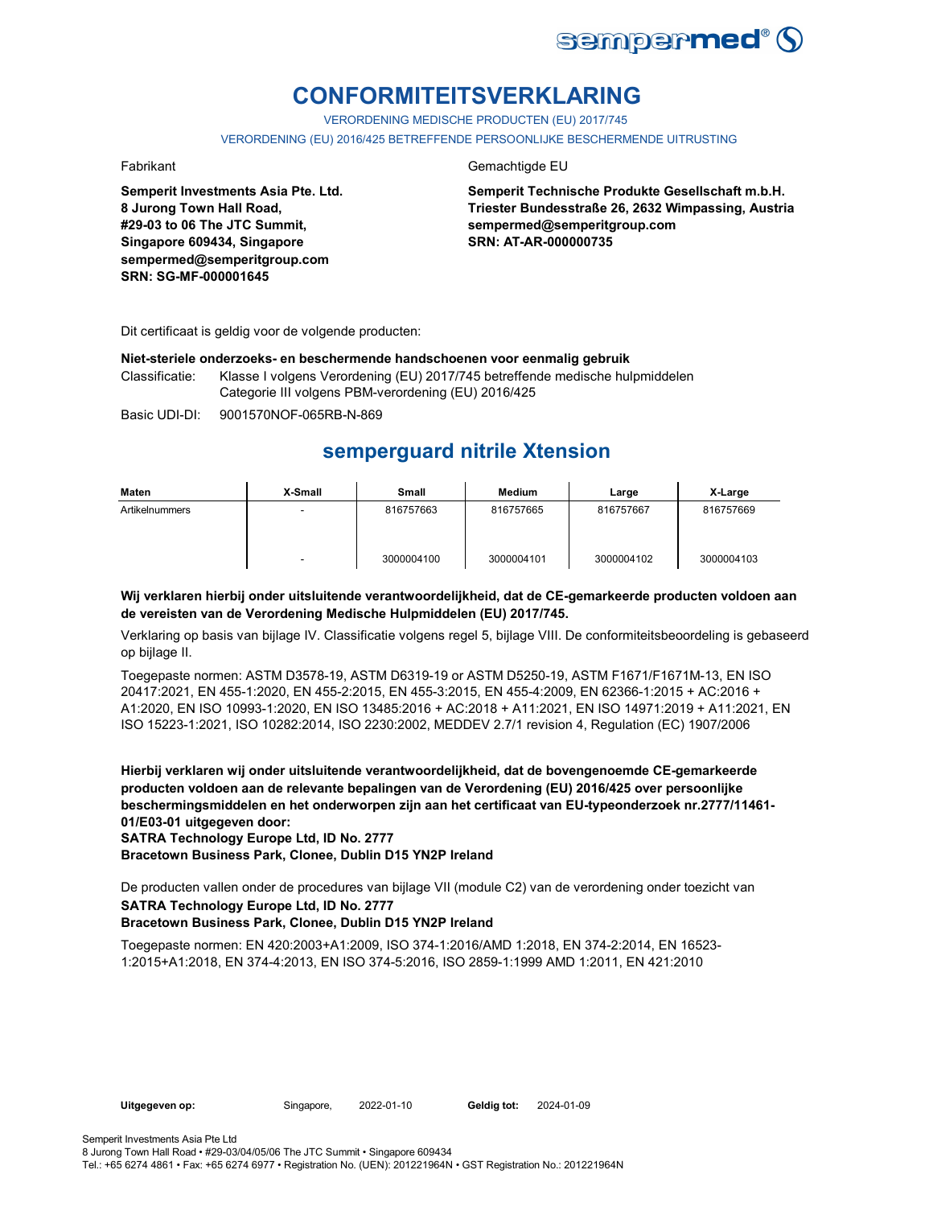# CONFORMITEITSVERKLARING

VERORDENING MEDISCHE PRODUCTEN (EU) 2017/745

VERORDENING (EU) 2016/425 BETREFFENDE PERSOONLIJKE BESCHERMENDE UITRUSTING

Fabrikant

**Semperit Investments Asia Pte. Ltd.**
**8 Jurong Town Hall Road,**
**#29-03 to 06 The JTC Summit,**
**Singapore 609434, Singapore**
**sempermed@semperitgroup.com**
**SRN: SG-MF-000001645**

Gemachtigde EU

**Semperit Technische Produkte Gesellschaft m.b.H.**
**Triester Bundesstraße 26, 2632 Wimpassing, Austria**
**sempermed@semperitgroup.com**
**SRN: AT-AR-000000735**

Dit certificaat is geldig voor de volgende producten:

**Niet-steriele onderzoeks- en beschermende handschoenen voor eenmalig gebruik**

Classificatie: Klasse I volgens Verordening (EU) 2017/745 betreffende medische hulpmiddelen
Categorie III volgens PBM-verordening (EU) 2016/425

Basic UDI-DI: 9001570NOF-065RB-N-869

## semperguard nitrile Xtension

| Maten | X-Small | Small | Medium | Large | X-Large |
|---|---|---|---|---|---|
| Artikelnummers | - | 816757663 | 816757665 | 816757667 | 816757669 |
| | - | 3000004100 | 3000004101 | 3000004102 | 3000004103 |

**Wij verklaren hierbij onder uitsluitende verantwoordelijkheid, dat de CE-gemarkeerde producten voldoen aan de vereisten van de Verordening Medische Hulpmiddelen (EU) 2017/745.**

Verklaring op basis van bijlage IV. Classificatie volgens regel 5, bijlage VIII. De conformiteitsbeoordeling is gebaseerd op bijlage II.

Toegepaste normen: ASTM D3578-19, ASTM D6319-19 or ASTM D5250-19, ASTM F1671/F1671M-13, EN ISO 20417:2021, EN 455-1:2020, EN 455-2:2015, EN 455-3:2015, EN 455-4:2009, EN 62366-1:2015 + AC:2016 + A1:2020, EN ISO 10993-1:2020, EN ISO 13485:2016 + AC:2018 + A11:2021, EN ISO 14971:2019 + A11:2021, EN ISO 15223-1:2021, ISO 10282:2014, ISO 2230:2002, MEDDEV 2.7/1 revision 4, Regulation (EC) 1907/2006

**Hierbij verklaren wij onder uitsluitende verantwoordelijkheid, dat de bovengenoemde CE-gemarkeerde producten voldoen aan de relevante bepalingen van de Verordening (EU) 2016/425 over persoonlijke beschermingsmiddelen en het onderworpen zijn aan het certificaat van EU-typeonderzoek nr.2777/11461-01/E03-01 uitgegeven door:**
**SATRA Technology Europe Ltd, ID No. 2777**
**Bracetown Business Park, Clonee, Dublin D15 YN2P Ireland**

De producten vallen onder de procedures van bijlage VII (module C2) van de verordening onder toezicht van
**SATRA Technology Europe Ltd, ID No. 2777**
**Bracetown Business Park, Clonee, Dublin D15 YN2P Ireland**

Toegepaste normen: EN 420:2003+A1:2009, ISO 374-1:2016/AMD 1:2018, EN 374-2:2014, EN 16523-1:2015+A1:2018, EN 374-4:2013, EN ISO 374-5:2016, ISO 2859-1:1999 AMD 1:2011, EN 421:2010

**Uitgegeven op:** Singapore, 2022-01-10 **Geldig tot:** 2024-01-09

Semperit Investments Asia Pte Ltd
8 Jurong Town Hall Road • #29-03/04/05/06 The JTC Summit • Singapore 609434
Tel.: +65 6274 4861 • Fax: +65 6274 6977 • Registration No. (UEN): 201221964N • GST Registration No.: 201221964N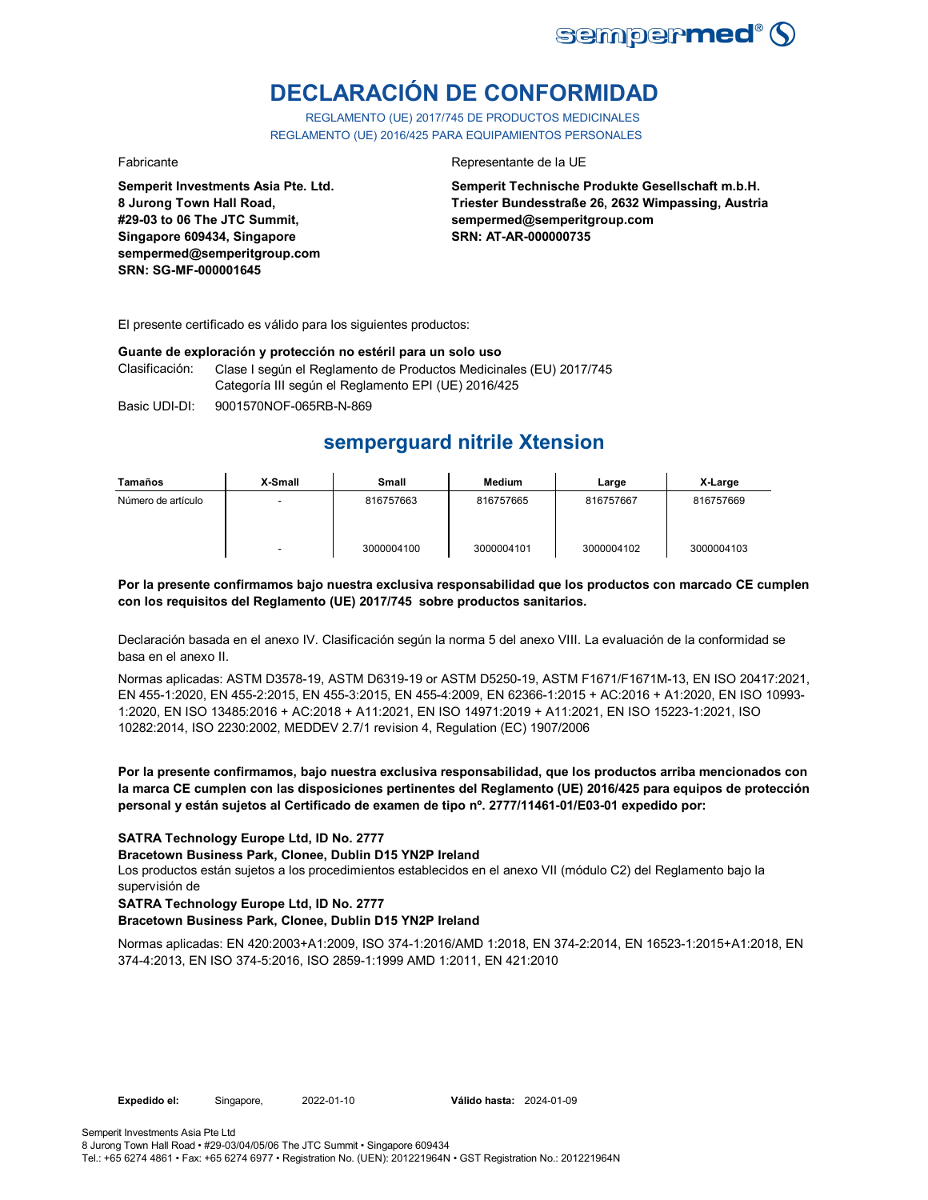# DECLARACIÓN DE CONFORMIDAD

REGLAMENTO (UE) 2017/745 DE PRODUCTOS MEDICINALES
REGLAMENTO (UE) 2016/425 PARA EQUIPAMIENTOS PERSONALES

Fabricante

**Semperit Investments Asia Pte. Ltd.**
**8 Jurong Town Hall Road,**
**#29-03 to 06 The JTC Summit,**
**Singapore 609434, Singapore**
**sempermed@semperitgroup.com**
**SRN: SG-MF-000001645**

Representante de la UE

**Semperit Technische Produkte Gesellschaft m.b.H.**
**Triester Bundesstraße 26, 2632 Wimpassing, Austria**
**sempermed@semperitgroup.com**
**SRN: AT-AR-000000735**

El presente certificado es válido para los siguientes productos:

**Guante de exploración y protección no estéril para un solo uso**

Clasificación: Clase I según el Reglamento de Productos Medicinales (EU) 2017/745
Categoría III según el Reglamento EPI (UE) 2016/425

Basic UDI-DI: 9001570NOF-065RB-N-869

## semperguard nitrile Xtension

| Tamaños | X-Small | Small | Medium | Large | X-Large |
|---|---|---|---|---|---|
| Número de artículo | - | 816757663 | 816757665 | 816757667 | 816757669 |
| | - | 3000004100 | 3000004101 | 3000004102 | 3000004103 |

**Por la presente confirmamos bajo nuestra exclusiva responsabilidad que los productos con marcado CE cumplen con los requisitos del Reglamento (UE) 2017/745 sobre productos sanitarios.**

Declaración basada en el anexo IV. Clasificación según la norma 5 del anexo VIII. La evaluación de la conformidad se basa en el anexo II.

Normas aplicadas: ASTM D3578-19, ASTM D6319-19 or ASTM D5250-19, ASTM F1671/F1671M-13, EN ISO 20417:2021, EN 455-1:2020, EN 455-2:2015, EN 455-3:2015, EN 455-4:2009, EN 62366-1:2015 + AC:2016 + A1:2020, EN ISO 10993-1:2020, EN ISO 13485:2016 + AC:2018 + A11:2021, EN ISO 14971:2019 + A11:2021, EN ISO 15223-1:2021, ISO 10282:2014, ISO 2230:2002, MEDDEV 2.7/1 revision 4, Regulation (EC) 1907/2006

**Por la presente confirmamos, bajo nuestra exclusiva responsabilidad, que los productos arriba mencionados con la marca CE cumplen con las disposiciones pertinentes del Reglamento (UE) 2016/425 para equipos de protección personal y están sujetos al Certificado de examen de tipo nº. 2777/11461-01/E03-01 expedido por:**

**SATRA Technology Europe Ltd, ID No. 2777**
**Bracetown Business Park, Clonee, Dublin D15 YN2P Ireland**

Los productos están sujetos a los procedimientos establecidos en el anexo VII (módulo C2) del Reglamento bajo la supervisión de

**SATRA Technology Europe Ltd, ID No. 2777**
**Bracetown Business Park, Clonee, Dublin D15 YN2P Ireland**

Normas aplicadas: EN 420:2003+A1:2009, ISO 374-1:2016/AMD 1:2018, EN 374-2:2014, EN 16523-1:2015+A1:2018, EN 374-4:2013, EN ISO 374-5:2016, ISO 2859-1:1999 AMD 1:2011, EN 421:2010

**Expedido el:** Singapore, 2022-01-10 **Válido hasta:** 2024-01-09

Semperit Investments Asia Pte Ltd
8 Jurong Town Hall Road • #29-03/04/05/06 The JTC Summit • Singapore 609434
Tel.: +65 6274 4861 • Fax: +65 6274 6977 • Registration No. (UEN): 201221964N • GST Registration No.: 201221964N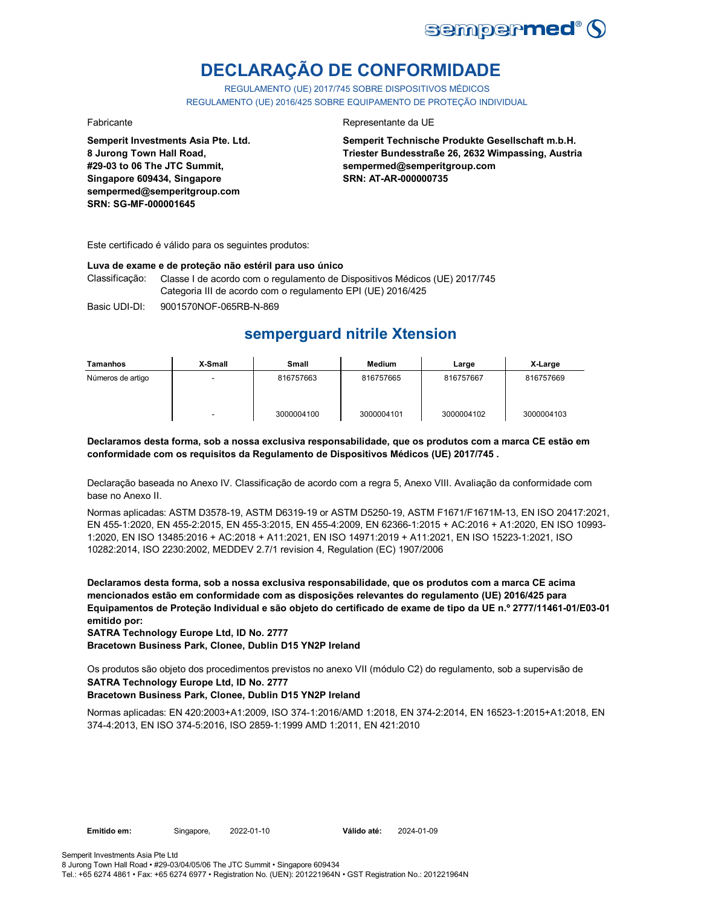# DECLARAÇÃO DE CONFORMIDADE

REGULAMENTO (UE) 2017/745 SOBRE DISPOSITIVOS MÉDICOS
REGULAMENTO (UE) 2016/425 SOBRE EQUIPAMENTO DE PROTEÇÃO INDIVIDUAL

Fabricante

**Semperit Investments Asia Pte. Ltd.**
**8 Jurong Town Hall Road,**
**#29-03 to 06 The JTC Summit,**
**Singapore 609434, Singapore**
**sempermed@semperitgroup.com**
**SRN: SG-MF-000001645**

Representante da UE

**Semperit Technische Produkte Gesellschaft m.b.H.**
**Triester Bundesstraße 26, 2632 Wimpassing, Austria**
**sempermed@semperitgroup.com**
**SRN: AT-AR-000000735**

Este certificado é válido para os seguintes produtos:

**Luva de exame e de proteção não estéril para uso único**

Classificação: Classe I de acordo com o regulamento de Dispositivos Médicos (UE) 2017/745
Categoria III de acordo com o regulamento EPI (UE) 2016/425

Basic UDI-DI: 9001570NOF-065RB-N-869

## semperguard nitrile Xtension

| Tamanhos | X-Small | Small | Medium | Large | X-Large |
|---|---|---|---|---|---|
| Números de artigo | - | 816757663 | 816757665 | 816757667 | 816757669 |
| | - | 3000004100 | 3000004101 | 3000004102 | 3000004103 |

**Declaramos desta forma, sob a nossa exclusiva responsabilidade, que os produtos com a marca CE estão em conformidade com os requisitos da Regulamento de Dispositivos Médicos (UE) 2017/745 .**

Declaração baseada no Anexo IV. Classificação de acordo com a regra 5, Anexo VIII. Avaliação da conformidade com base no Anexo II.

Normas aplicadas: ASTM D3578-19, ASTM D6319-19 or ASTM D5250-19, ASTM F1671/F1671M-13, EN ISO 20417:2021, EN 455-1:2020, EN 455-2:2015, EN 455-3:2015, EN 455-4:2009, EN 62366-1:2015 + AC:2016 + A1:2020, EN ISO 10993-1:2020, EN ISO 13485:2016 + AC:2018 + A11:2021, EN ISO 14971:2019 + A11:2021, EN ISO 15223-1:2021, ISO 10282:2014, ISO 2230:2002, MEDDEV 2.7/1 revision 4, Regulation (EC) 1907/2006

**Declaramos desta forma, sob a nossa exclusiva responsabilidade, que os produtos com a marca CE acima mencionados estão em conformidade com as disposições relevantes do regulamento (UE) 2016/425 para Equipamentos de Proteção Individual e são objeto do certificado de exame de tipo da UE n.º 2777/11461-01/E03-01 emitido por:**
**SATRA Technology Europe Ltd, ID No. 2777**
**Bracetown Business Park, Clonee, Dublin D15 YN2P Ireland**

Os produtos são objeto dos procedimentos previstos no anexo VII (módulo C2) do regulamento, sob a supervisão de
**SATRA Technology Europe Ltd, ID No. 2777**
**Bracetown Business Park, Clonee, Dublin D15 YN2P Ireland**

Normas aplicadas: EN 420:2003+A1:2009, ISO 374-1:2016/AMD 1:2018, EN 374-2:2014, EN 16523-1:2015+A1:2018, EN 374-4:2013, EN ISO 374-5:2016, ISO 2859-1:1999 AMD 1:2011, EN 421:2010

**Emitido em:** Singapore, 2022-01-10 **Válido até:** 2024-01-09

Semperit Investments Asia Pte Ltd
8 Jurong Town Hall Road • #29-03/04/05/06 The JTC Summit • Singapore 609434
Tel.: +65 6274 4861 • Fax: +65 6274 6977 • Registration No. (UEN): 201221964N • GST Registration No.: 201221964N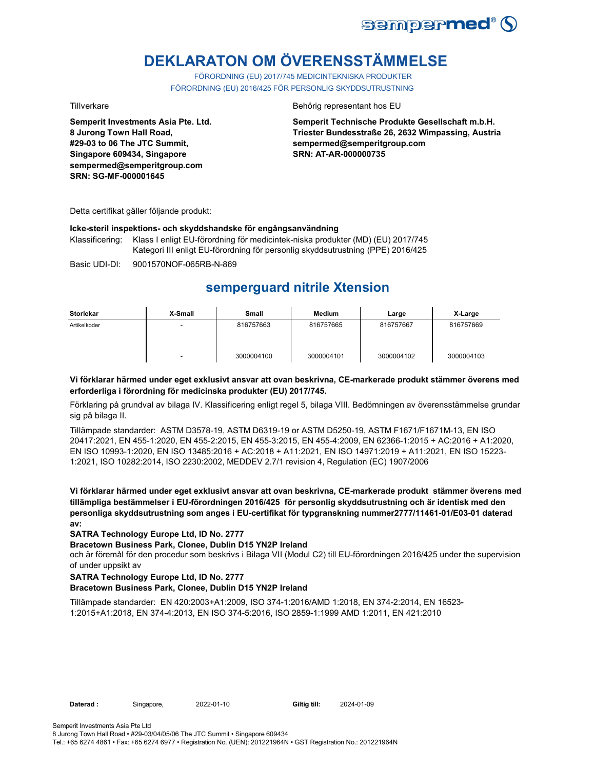# DEKLARATON OM ÖVERENSSTÄMMELSE

FÖRORDNING (EU) 2017/745 MEDICINTEKNISKA PRODUKTER
FÖRORDNING (EU) 2016/425 FÖR PERSONLIG SKYDDSUTRUSTNING

Tillverkare

**Semperit Investments Asia Pte. Ltd.**
**8 Jurong Town Hall Road,**
**#29-03 to 06 The JTC Summit,**
**Singapore 609434, Singapore**
**sempermed@semperitgroup.com**
**SRN: SG-MF-000001645**

Behörig representant hos EU

**Semperit Technische Produkte Gesellschaft m.b.H.**
**Triester Bundesstraße 26, 2632 Wimpassing, Austria**
**sempermed@semperitgroup.com**
**SRN: AT-AR-000000735**

Detta certifikat gäller följande produkt:

**Icke-steril inspektions- och skyddshandske för engångsanvändning**

Klassificering: Klass I enligt EU-förordning för medicintek-niska produkter (MD) (EU) 2017/745
Kategori III enligt EU-förordning för personlig skyddsutrustning (PPE) 2016/425

Basic UDI-DI: 9001570NOF-065RB-N-869

## semperguard nitrile Xtension

| Storlekar | X-Small | Small | Medium | Large | X-Large |
|---|---|---|---|---|---|
| Artikelkoder | - | 816757663 | 816757665 | 816757667 | 816757669 |
| | - | 3000004100 | 3000004101 | 3000004102 | 3000004103 |

**Vi förklarar härmed under eget exklusivt ansvar att ovan beskrivna, CE-markerade produkt stämmer överens med erforderliga i förordning för medicinska produkter (EU) 2017/745.**

Förklaring på grundval av bilaga IV. Klassificering enligt regel 5, bilaga VIII. Bedömningen av överensstämmelse grundar sig på bilaga II.

Tillämpade standarder: ASTM D3578-19, ASTM D6319-19 or ASTM D5250-19, ASTM F1671/F1671M-13, EN ISO 20417:2021, EN 455-1:2020, EN 455-2:2015, EN 455-3:2015, EN 455-4:2009, EN 62366-1:2015 + AC:2016 + A1:2020, EN ISO 10993-1:2020, EN ISO 13485:2016 + AC:2018 + A11:2021, EN ISO 14971:2019 + A11:2021, EN ISO 15223-1:2021, ISO 10282:2014, ISO 2230:2002, MEDDEV 2.7/1 revision 4, Regulation (EC) 1907/2006

**Vi förklarar härmed under eget exklusivt ansvar att ovan beskrivna, CE-markerade produkt stämmer överens med tillämpliga bestämmelser i EU-förordningen 2016/425 för personlig skyddsutrustning och är identisk med den personliga skyddsutrustning som anges i EU-certifikat för typgranskning nummer2777/11461-01/E03-01 daterad av:**

**SATRA Technology Europe Ltd, ID No. 2777**

**Bracetown Business Park, Clonee, Dublin D15 YN2P Ireland**

och är föremål för den procedur som beskrivs i Bilaga VII (Modul C2) till EU-förordningen 2016/425 under the supervision of under uppsikt av

**SATRA Technology Europe Ltd, ID No. 2777**

**Bracetown Business Park, Clonee, Dublin D15 YN2P Ireland**

Tillämpade standarder: EN 420:2003+A1:2009, ISO 374-1:2016/AMD 1:2018, EN 374-2:2014, EN 16523-1:2015+A1:2018, EN 374-4:2013, EN ISO 374-5:2016, ISO 2859-1:1999 AMD 1:2011, EN 421:2010

**Daterad :** Singapore, 2022-01-10 **Giltig till:** 2024-01-09

Semperit Investments Asia Pte Ltd
8 Jurong Town Hall Road • #29-03/04/05/06 The JTC Summit • Singapore 609434
Tel.: +65 6274 4861 • Fax: +65 6274 6977 • Registration No. (UEN): 201221964N • GST Registration No.: 201221964N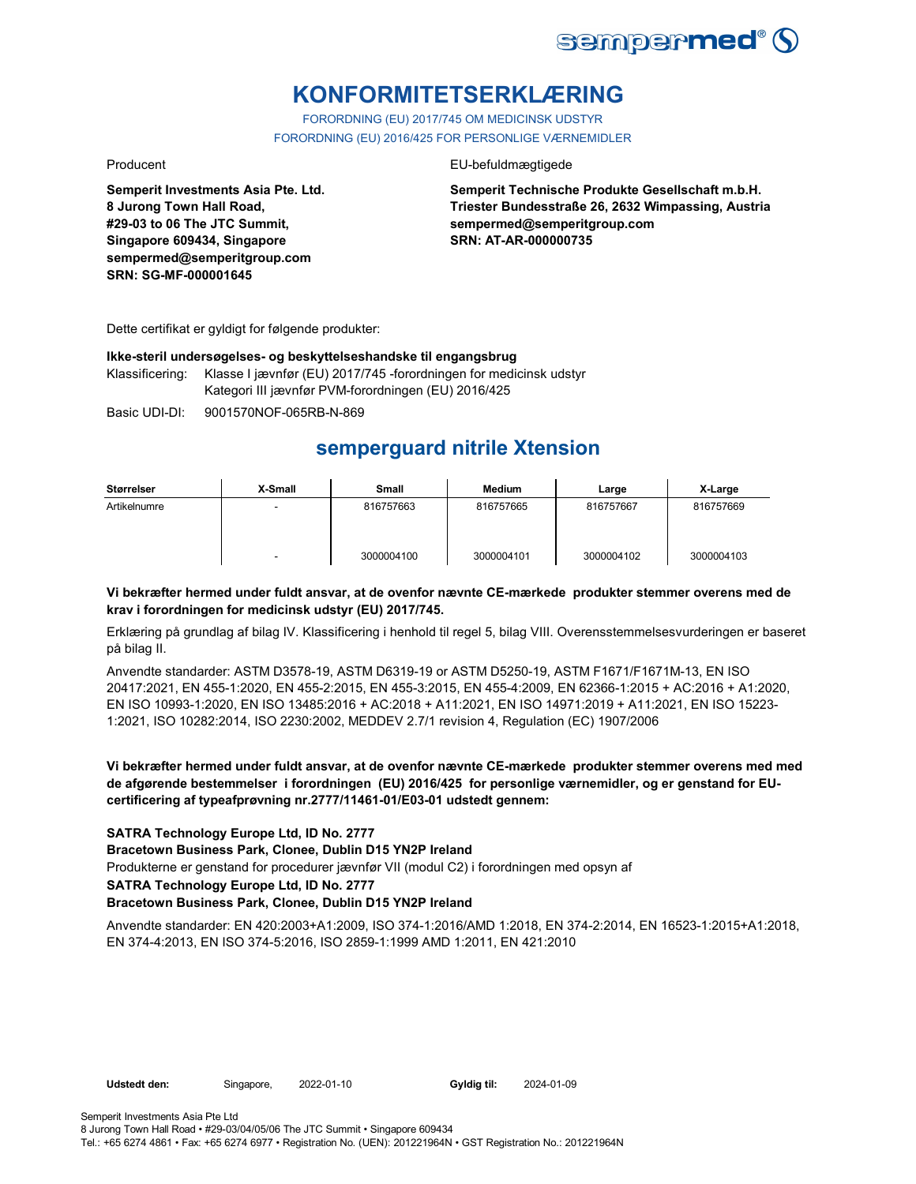# KONFORMITETSERKLÆRING

FORORDNING (EU) 2017/745 OM MEDICINSK UDSTYR

FORORDNING (EU) 2016/425 FOR PERSONLIGE VÆRNEMIDLER

Producent

**Semperit Investments Asia Pte. Ltd.**
**8 Jurong Town Hall Road,**
**#29-03 to 06 The JTC Summit,**
**Singapore 609434, Singapore**
**sempermed@semperitgroup.com**
**SRN: SG-MF-000001645**

EU-befuldmægtigede

**Semperit Technische Produkte Gesellschaft m.b.H.**
**Triester Bundesstraße 26, 2632 Wimpassing, Austria**
**sempermed@semperitgroup.com**
**SRN: AT-AR-000000735**

Dette certifikat er gyldigt for følgende produkter:

**Ikke-steril undersøgelses- og beskyttelseshandske til engangsbrug**

Klassificering: Klasse I jævnfør (EU) 2017/745 -forordningen for medicinsk udstyr
Kategori III jævnfør PVM-forordningen (EU) 2016/425

Basic UDI-DI: 9001570NOF-065RB-N-869

## semperguard nitrile Xtension

| Størrelser | X-Small | Small | Medium | Large | X-Large |
|---|---|---|---|---|---|
| Artikelnumre | - | 816757663 | 816757665 | 816757667 | 816757669 |
| | - | 3000004100 | 3000004101 | 3000004102 | 3000004103 |

**Vi bekræfter hermed under fuldt ansvar, at de ovenfor nævnte CE-mærkede produkter stemmer overens med de krav i forordningen for medicinsk udstyr (EU) 2017/745.**

Erklæring på grundlag af bilag IV. Klassificering i henhold til regel 5, bilag VIII. Overensstemmelsesvurderingen er baseret på bilag II.

Anvendte standarder: ASTM D3578-19, ASTM D6319-19 or ASTM D5250-19, ASTM F1671/F1671M-13, EN ISO 20417:2021, EN 455-1:2020, EN 455-2:2015, EN 455-3:2015, EN 455-4:2009, EN 62366-1:2015 + AC:2016 + A1:2020, EN ISO 10993-1:2020, EN ISO 13485:2016 + AC:2018 + A11:2021, EN ISO 14971:2019 + A11:2021, EN ISO 15223-1:2021, ISO 10282:2014, ISO 2230:2002, MEDDEV 2.7/1 revision 4, Regulation (EC) 1907/2006

**Vi bekræfter hermed under fuldt ansvar, at de ovenfor nævnte CE-mærkede produkter stemmer overens med med de afgørende bestemmelser i forordningen (EU) 2016/425 for personlige værnemidler, og er genstand for EU-certificering af typeafprøvning nr.2777/11461-01/E03-01 udstedt gennem:**

**SATRA Technology Europe Ltd, ID No. 2777**
**Bracetown Business Park, Clonee, Dublin D15 YN2P Ireland**
Produkterne er genstand for procedurer jævnfør VII (modul C2) i forordningen med opsyn af
**SATRA Technology Europe Ltd, ID No. 2777**
**Bracetown Business Park, Clonee, Dublin D15 YN2P Ireland**

Anvendte standarder: EN 420:2003+A1:2009, ISO 374-1:2016/AMD 1:2018, EN 374-2:2014, EN 16523-1:2015+A1:2018, EN 374-4:2013, EN ISO 374-5:2016, ISO 2859-1:1999 AMD 1:2011, EN 421:2010

**Udstedt den:** Singapore, 2022-01-10 **Gyldig til:** 2024-01-09

Semperit Investments Asia Pte Ltd
8 Jurong Town Hall Road • #29-03/04/05/06 The JTC Summit • Singapore 609434
Tel.: +65 6274 4861 • Fax: +65 6274 6977 • Registration No. (UEN): 201221964N • GST Registration No.: 201221964N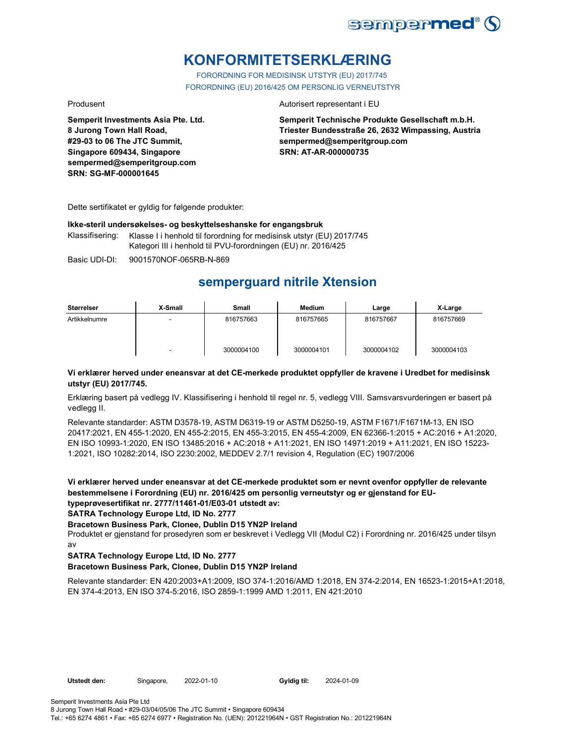# KONFORMITETSERKLÆRING

FORORDNING FOR MEDISINSK UTSTYR (EU) 2017/745
FORORDNING (EU) 2016/425 OM PERSONLIG VERNEUTSTYR

Produsent

**Semperit Investments Asia Pte. Ltd.**
**8 Jurong Town Hall Road,**
**#29-03 to 06 The JTC Summit,**
**Singapore 609434, Singapore**
**sempermed@semperitgroup.com**
**SRN: SG-MF-000001645**

Autorisert representant i EU

**Semperit Technische Produkte Gesellschaft m.b.H.**
**Triester Bundesstraße 26, 2632 Wimpassing, Austria**
**sempermed@semperitgroup.com**
**SRN: AT-AR-000000735**

Dette sertifikatet er gyldig for følgende produkter:

**Ikke-steril undersøkelses- og beskyttelseshanske for engangsbruk**

Klassifisering: Klasse I i henhold til forordning for medisinsk utstyr (EU) 2017/745
Kategori III i henhold til PVU-forordningen (EU) nr. 2016/425

Basic UDI-DI: 9001570NOF-065RB-N-869

## semperguard nitrile Xtension

| Størrelser | X-Small | Small | Medium | Large | X-Large |
|---|---|---|---|---|---|
| Artikkelnumre | - | 816757663 | 816757665 | 816757667 | 816757669 |
| | - | 3000004100 | 3000004101 | 3000004102 | 3000004103 |

**Vi erklærer herved under eneansvar at det CE-merkede produktet oppfyller de kravene i Uredbet for medisinsk utstyr (EU) 2017/745.**

Erklæring basert på vedlegg IV. Klassifisering i henhold til regel nr. 5, vedlegg VIII. Samsvarsvurderingen er basert på vedlegg II.

Relevante standarder: ASTM D3578-19, ASTM D6319-19 or ASTM D5250-19, ASTM F1671/F1671M-13, EN ISO 20417:2021, EN 455-1:2020, EN 455-2:2015, EN 455-3:2015, EN 455-4:2009, EN 62366-1:2015 + AC:2016 + A1:2020, EN ISO 10993-1:2020, EN ISO 13485:2016 + AC:2018 + A11:2021, EN ISO 14971:2019 + A11:2021, EN ISO 15223-1:2021, ISO 10282:2014, ISO 2230:2002, MEDDEV 2.7/1 revision 4, Regulation (EC) 1907/2006

**Vi erklærer herved under eneansvar at det CE-merkede produktet som er nevnt ovenfor oppfyller de relevante bestemmelsene i Forordning (EU) nr. 2016/425 om personlig verneutstyr og er gjenstand for EU-typeprøvesertifikat nr. 2777/11461-01/E03-01 utstedt av:**
**SATRA Technology Europe Ltd, ID No. 2777**
**Bracetown Business Park, Clonee, Dublin D15 YN2P Ireland**

Produktet er gjenstand for prosedyren som er beskrevet i Vedlegg VII (Modul C2) i Forordning nr. 2016/425 under tilsyn av

**SATRA Technology Europe Ltd, ID No. 2777**
**Bracetown Business Park, Clonee, Dublin D15 YN2P Ireland**

Relevante standarder: EN 420:2003+A1:2009, ISO 374-1:2016/AMD 1:2018, EN 374-2:2014, EN 16523-1:2015+A1:2018, EN 374-4:2013, EN ISO 374-5:2016, ISO 2859-1:1999 AMD 1:2011, EN 421:2010

**Utstedt den:** Singapore, 2022-01-10 **Gyldig til:** 2024-01-09

Semperit Investments Asia Pte Ltd
8 Jurong Town Hall Road • #29-03/04/05/06 The JTC Summit • Singapore 609434
Tel.: +65 6274 4861 • Fax: +65 6274 6977 • Registration No. (UEN): 201221964N • GST Registration No.: 201221964N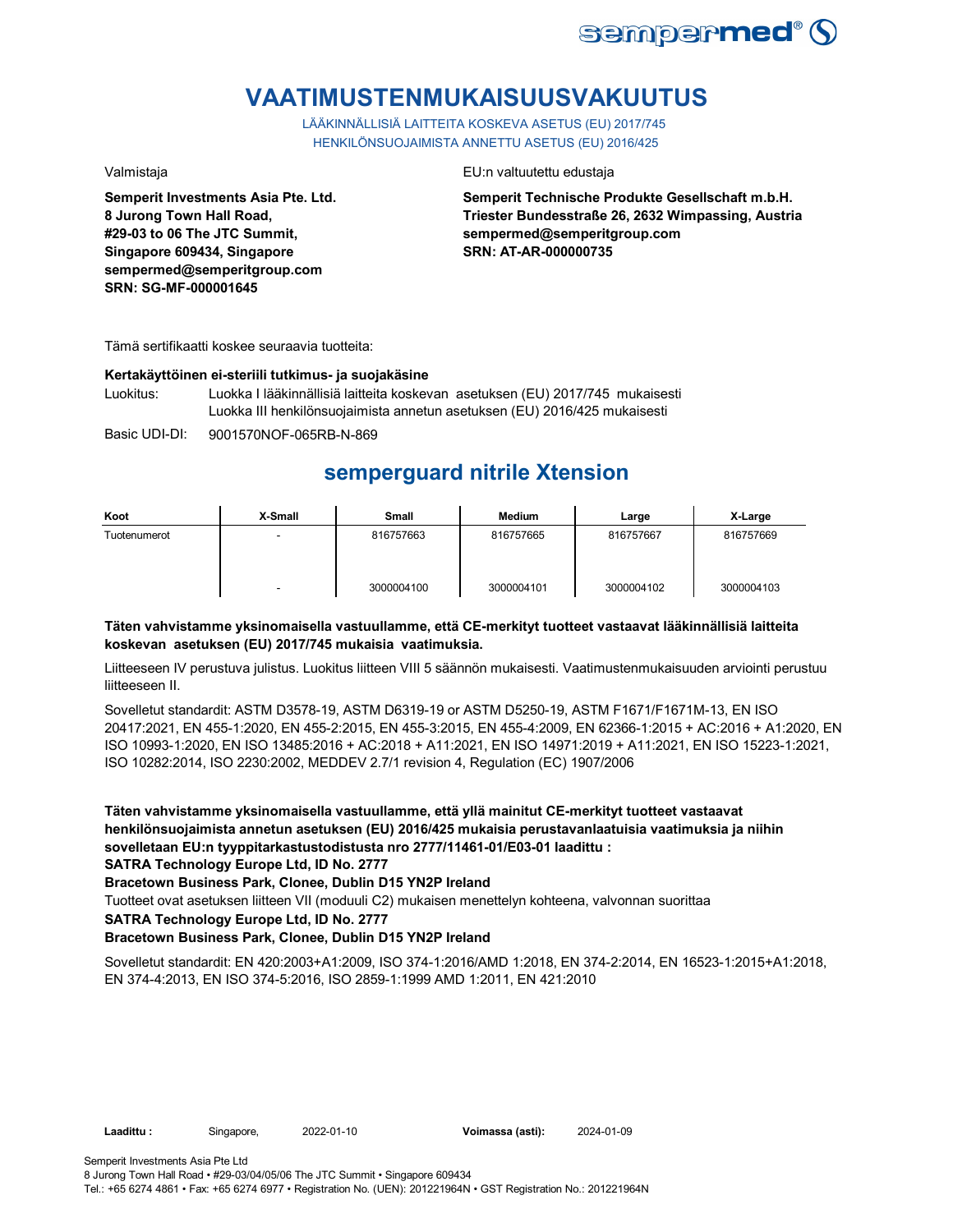# VAATIMUSTENMUKAISUUSVAKUUTUS

LÄÄKINNÄLLISIÄ LAITTEITA KOSKEVA ASETUS (EU) 2017/745
HENKILÖNSUOJAIMISTA ANNETTU ASETUS (EU) 2016/425

Valmistaja

**Semperit Investments Asia Pte. Ltd.**
**8 Jurong Town Hall Road,**
**#29-03 to 06 The JTC Summit,**
**Singapore 609434, Singapore**
**sempermed@semperitgroup.com**
**SRN: SG-MF-000001645**

EU:n valtuutettu edustaja

**Semperit Technische Produkte Gesellschaft m.b.H.**
**Triester Bundesstraße 26, 2632 Wimpassing, Austria**
**sempermed@semperitgroup.com**
**SRN: AT-AR-000000735**

Tämä sertifikaatti koskee seuraavia tuotteita:

**Kertakäyttöinen ei-steriili tutkimus- ja suojakäsine**

Luokitus: Luokka I lääkinnällisiä laitteita koskevan asetuksen (EU) 2017/745 mukaisesti
Luokka III henkilönsuojaimista annetun asetuksen (EU) 2016/425 mukaisesti

Basic UDI-DI: 9001570NOF-065RB-N-869

## semperguard nitrile Xtension

| Koot | X-Small | Small | Medium | Large | X-Large |
|---|---|---|---|---|---|
| Tuotenumerot | - | 816757663 | 816757665 | 816757667 | 816757669 |
| | - | 3000004100 | 3000004101 | 3000004102 | 3000004103 |

**Täten vahvistamme yksinomaisella vastuullamme, että CE-merkityt tuotteet vastaavat lääkinnällisiä laitteita koskevan asetuksen (EU) 2017/745 mukaisia vaatimuksia.**

Liitteeseen IV perustuva julistus. Luokitus liitteen VIII 5 säännön mukaisesti. Vaatimustenmukaisuuden arviointi perustuu liitteeseen II.

Sovelletut standardit: ASTM D3578-19, ASTM D6319-19 or ASTM D5250-19, ASTM F1671/F1671M-13, EN ISO 20417:2021, EN 455-1:2020, EN 455-2:2015, EN 455-3:2015, EN 455-4:2009, EN 62366-1:2015 + AC:2016 + A1:2020, EN ISO 10993-1:2020, EN ISO 13485:2016 + AC:2018 + A11:2021, EN ISO 14971:2019 + A11:2021, EN ISO 15223-1:2021, ISO 10282:2014, ISO 2230:2002, MEDDEV 2.7/1 revision 4, Regulation (EC) 1907/2006

**Täten vahvistamme yksinomaisella vastuullamme, että yllä mainitut CE-merkityt tuotteet vastaavat henkilönsuojaimista annetun asetuksen (EU) 2016/425 mukaisia perustavanlaatuisia vaatimuksia ja niihin sovelletaan EU:n tyyppitarkastustodistusta nro 2777/11461-01/E03-01 laadittu :**
**SATRA Technology Europe Ltd, ID No. 2777**
**Bracetown Business Park, Clonee, Dublin D15 YN2P Ireland**

Tuotteet ovat asetuksen liitteen VII (moduuli C2) mukaisen menettelyn kohteena, valvonnan suorittaa

**SATRA Technology Europe Ltd, ID No. 2777**
**Bracetown Business Park, Clonee, Dublin D15 YN2P Ireland**

Sovelletut standardit: EN 420:2003+A1:2009, ISO 374-1:2016/AMD 1:2018, EN 374-2:2014, EN 16523-1:2015+A1:2018, EN 374-4:2013, EN ISO 374-5:2016, ISO 2859-1:1999 AMD 1:2011, EN 421:2010

**Laadittu :** Singapore, 2022-01-10 **Voimassa (asti):** 2024-01-09

Semperit Investments Asia Pte Ltd
8 Jurong Town Hall Road • #29-03/04/05/06 The JTC Summit • Singapore 609434
Tel.: +65 6274 4861 • Fax: +65 6274 6977 • Registration No. (UEN): 201221964N • GST Registration No.: 201221964N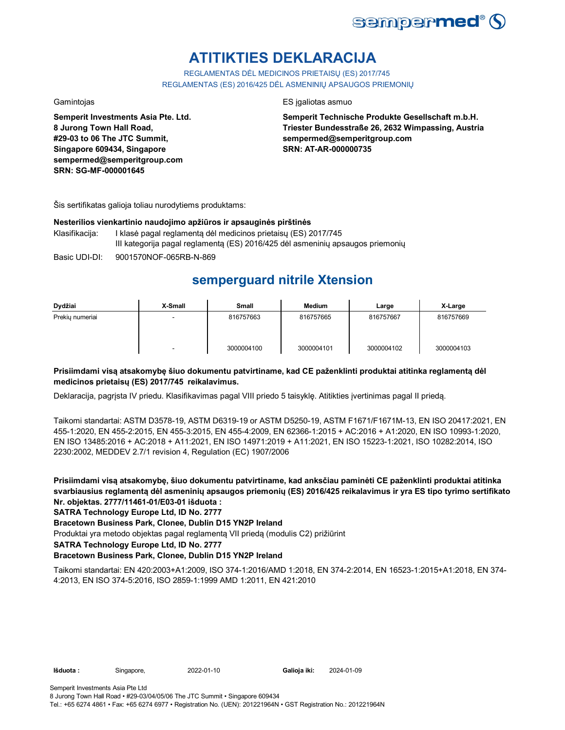# ATITIKTIES DEKLARACIJA

REGLAMENTAS DĖL MEDICINOS PRIETAISŲ (ES) 2017/745
REGLAMENTAS (ES) 2016/425 DĖL ASMENINIŲ APSAUGOS PRIEMONIŲ

Gamintojas

**Semperit Investments Asia Pte. Ltd.**
**8 Jurong Town Hall Road,**
**#29-03 to 06 The JTC Summit,**
**Singapore 609434, Singapore**
**sempermed@semperitgroup.com**
**SRN: SG-MF-000001645**

ES įgaliotas asmuo

**Semperit Technische Produkte Gesellschaft m.b.H.**
**Triester Bundesstraße 26, 2632 Wimpassing, Austria**
**sempermed@semperitgroup.com**
**SRN: AT-AR-000000735**

Šis sertifikatas galioja toliau nurodytiems produktams:

**Nesterilios vienkartinio naudojimo apžiūros ir apsauginės pirštinės**

Klasifikacija: I klasė pagal reglamentą dėl medicinos prietaisų (ES) 2017/745
III kategorija pagal reglamentą (ES) 2016/425 dėl asmeninių apsaugos priemonių

Basic UDI-DI: 9001570NOF-065RB-N-869

## semperguard nitrile Xtension

| Dydžiai | X-Small | Small | Medium | Large | X-Large |
|---|---|---|---|---|---|
| Prekių numeriai | - | 816757663 | 816757665 | 816757667 | 816757669 |
| | - | 3000004100 | 3000004101 | 3000004102 | 3000004103 |

**Prisiimdami visą atsakomybę šiuo dokumentu patvirtiname, kad CE paženklinti produktai atitinka reglamentą dėl medicinos prietaisų (ES) 2017/745 reikalavimus.**

Deklaracija, pagrįsta IV priedu. Klasifikavimas pagal VIII priedo 5 taisyklę. Atitikties įvertinimas pagal II priedą.

Taikomi standartai: ASTM D3578-19, ASTM D6319-19 or ASTM D5250-19, ASTM F1671/F1671M-13, EN ISO 20417:2021, EN 455-1:2020, EN 455-2:2015, EN 455-3:2015, EN 455-4:2009, EN 62366-1:2015 + AC:2016 + A1:2020, EN ISO 10993-1:2020, EN ISO 13485:2016 + AC:2018 + A11:2021, EN ISO 14971:2019 + A11:2021, EN ISO 15223-1:2021, ISO 10282:2014, ISO 2230:2002, MEDDEV 2.7/1 revision 4, Regulation (EC) 1907/2006

**Prisiimdami visą atsakomybę, šiuo dokumentu patvirtiname, kad anksčiau paminėti CE paženklinti produktai atitinka svarbiausius reglamentą dėl asmeninių apsaugos priemonių (ES) 2016/425 reikalavimus ir yra ES tipo tyrimo sertifikato Nr. objektas. 2777/11461-01/E03-01 išduota :**

**SATRA Technology Europe Ltd, ID No. 2777**

**Bracetown Business Park, Clonee, Dublin D15 YN2P Ireland**

Produktai yra metodo objektas pagal reglamentą VII priedą (modulis C2) prižiūrint

**SATRA Technology Europe Ltd, ID No. 2777**

**Bracetown Business Park, Clonee, Dublin D15 YN2P Ireland**

Taikomi standartai: EN 420:2003+A1:2009, ISO 374-1:2016/AMD 1:2018, EN 374-2:2014, EN 16523-1:2015+A1:2018, EN 374-4:2013, EN ISO 374-5:2016, ISO 2859-1:1999 AMD 1:2011, EN 421:2010

**Išduota :** Singapore, 2022-01-10 **Galioja iki:** 2024-01-09

Semperit Investments Asia Pte Ltd
8 Jurong Town Hall Road • #29-03/04/05/06 The JTC Summit • Singapore 609434
Tel.: +65 6274 4861 • Fax: +65 6274 6977 • Registration No. (UEN): 201221964N • GST Registration No.: 201221964N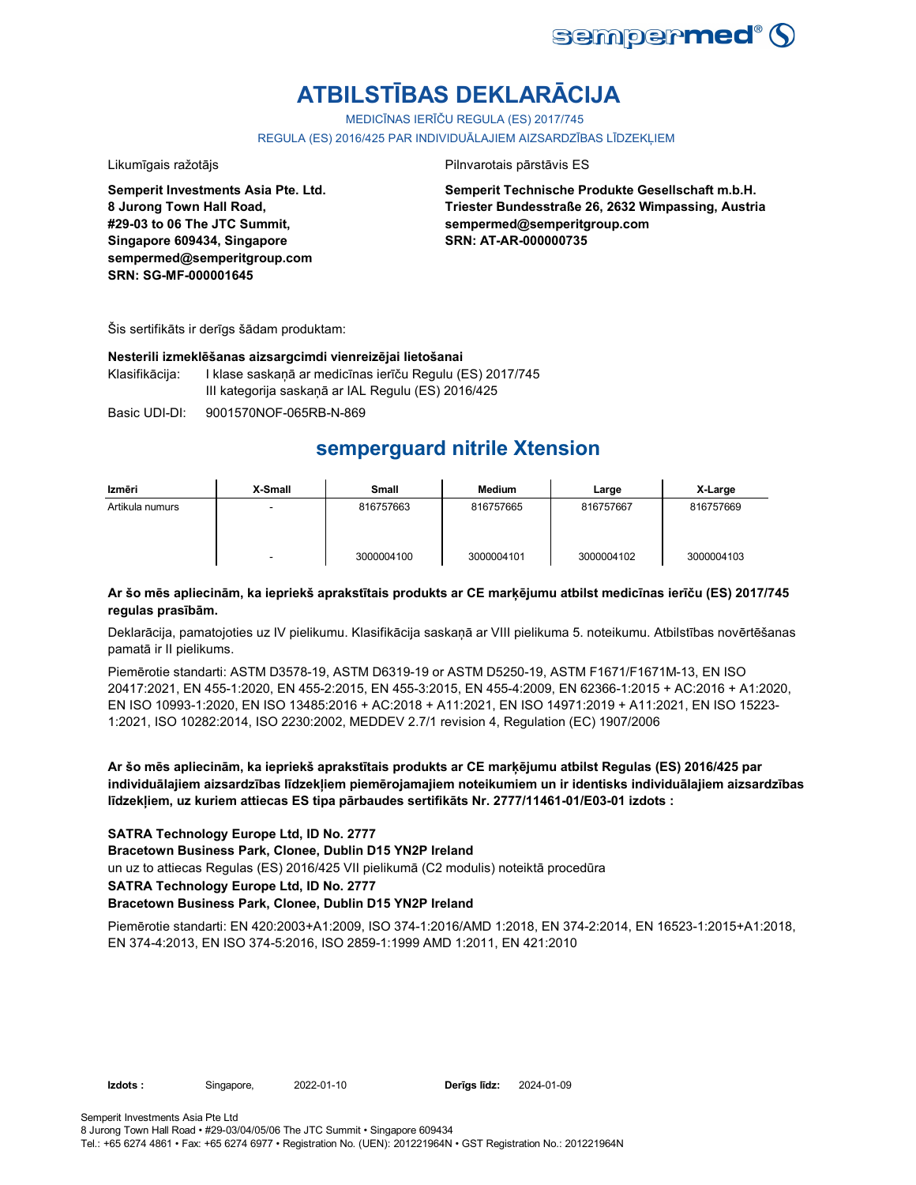# ATBILSTĪBAS DEKLARĀCIJA

MEDICĪNAS IERĪČU REGULA (ES) 2017/745

REGULA (ES) 2016/425 PAR INDIVIDUĀLAJIEM AIZSARDZĪBAS LĪDZEKĻIEM

Likumīgais ražotājs

**Semperit Investments Asia Pte. Ltd.**
**8 Jurong Town Hall Road,**
**#29-03 to 06 The JTC Summit,**
**Singapore 609434, Singapore**
**sempermed@semperitgroup.com**
**SRN: SG-MF-000001645**

Pilnvarotais pārstāvis ES

**Semperit Technische Produkte Gesellschaft m.b.H.**
**Triester Bundesstraße 26, 2632 Wimpassing, Austria**
**sempermed@semperitgroup.com**
**SRN: AT-AR-000000735**

Šis sertifikāts ir derīgs šādam produktam:

**Nesterili izmeklēšanas aizsargcimdi vienreizējai lietošanai**

Klasifikācija: I klase saskaņā ar medicīnas ierīču Regulu (ES) 2017/745
III kategorija saskaņā ar IAL Regulu (ES) 2016/425

Basic UDI-DI: 9001570NOF-065RB-N-869

## semperguard nitrile Xtension

| Izmēri | X-Small | Small | Medium | Large | X-Large |
|---|---|---|---|---|---|
| Artikula numurs | - | 816757663 | 816757665 | 816757667 | 816757669 |
| | - | 3000004100 | 3000004101 | 3000004102 | 3000004103 |

**Ar šo mēs apliecinām, ka iepriekš aprakstītais produkts ar CE marķējumu atbilst medicīnas ierīču (ES) 2017/745 regulas prasībām.**

Deklarācija, pamatojoties uz IV pielikumu. Klasifikācija saskaņā ar VIII pielikuma 5. noteikumu. Atbilstības novērtēšanas pamatā ir II pielikums.

Piemērotie standarti: ASTM D3578-19, ASTM D6319-19 or ASTM D5250-19, ASTM F1671/F1671M-13, EN ISO 20417:2021, EN 455-1:2020, EN 455-2:2015, EN 455-3:2015, EN 455-4:2009, EN 62366-1:2015 + AC:2016 + A1:2020, EN ISO 10993-1:2020, EN ISO 13485:2016 + AC:2018 + A11:2021, EN ISO 14971:2019 + A11:2021, EN ISO 15223-1:2021, ISO 10282:2014, ISO 2230:2002, MEDDEV 2.7/1 revision 4, Regulation (EC) 1907/2006

**Ar šo mēs apliecinām, ka iepriekš aprakstītais produkts ar CE marķējumu atbilst Regulas (ES) 2016/425 par individuālajiem aizsardzības līdzekļiem piemērojamajiem noteikumiem un ir identisks individuālajiem aizsardzības līdzekļiem, uz kuriem attiecas ES tipa pārbaudes sertifikāts Nr. 2777/11461-01/E03-01 izdots :**

**SATRA Technology Europe Ltd, ID No. 2777**
**Bracetown Business Park, Clonee, Dublin D15 YN2P Ireland**
un uz to attiecas Regulas (ES) 2016/425 VII pielikumā (C2 modulis) noteiktā procedūra
**SATRA Technology Europe Ltd, ID No. 2777**
**Bracetown Business Park, Clonee, Dublin D15 YN2P Ireland**

Piemērotie standarti: EN 420:2003+A1:2009, ISO 374-1:2016/AMD 1:2018, EN 374-2:2014, EN 16523-1:2015+A1:2018, EN 374-4:2013, EN ISO 374-5:2016, ISO 2859-1:1999 AMD 1:2011, EN 421:2010

**Izdots :** Singapore, 2022-01-10 **Derīgs līdz:** 2024-01-09

Semperit Investments Asia Pte Ltd
8 Jurong Town Hall Road • #29-03/04/05/06 The JTC Summit • Singapore 609434
Tel.: +65 6274 4861 • Fax: +65 6274 6977 • Registration No. (UEN): 201221964N • GST Registration No.: 201221964N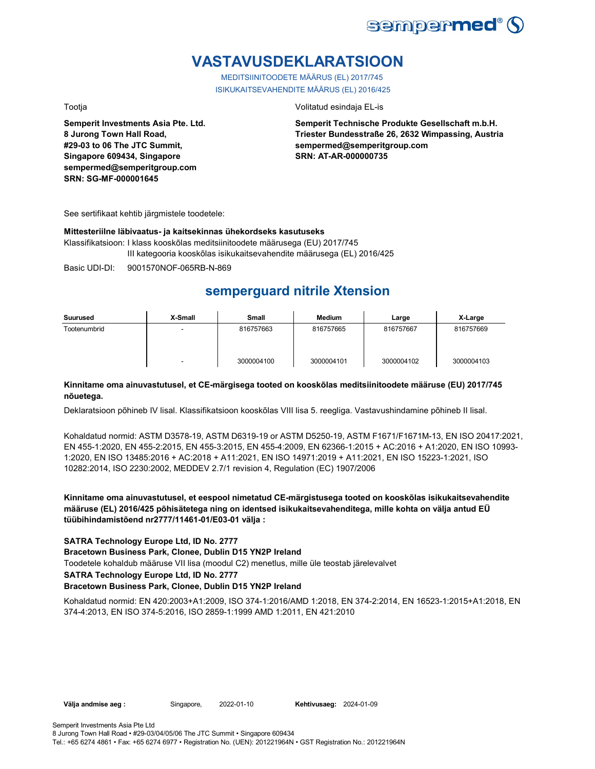# VASTAVUSDEKLARATSIOON

MEDITSIINITOODETE MÄÄRUS (EL) 2017/745

ISIKUKAITSEVAHENDITE MÄÄRUS (EL) 2016/425

Tootja

**Semperit Investments Asia Pte. Ltd.**
**8 Jurong Town Hall Road,**
**#29-03 to 06 The JTC Summit,**
**Singapore 609434, Singapore**
**sempermed@semperitgroup.com**
**SRN: SG-MF-000001645**

Volitatud esindaja EL-is

**Semperit Technische Produkte Gesellschaft m.b.H.**
**Triester Bundesstraße 26, 2632 Wimpassing, Austria**
**sempermed@semperitgroup.com**
**SRN: AT-AR-000000735**

See sertifikaat kehtib järgmistele toodetele:

**Mittesteriilne läbivaatus- ja kaitsekinnas ühekordseks kasutuseks**

Klassifikatsioon: I klass kooskõlas meditsiinitoodete määrusega (EU) 2017/745
III kategooria kooskõlas isikukaitsevahendite määrusega (EL) 2016/425

Basic UDI-DI: 9001570NOF-065RB-N-869

## semperguard nitrile Xtension

| Suurused | X-Small | Small | Medium | Large | X-Large |
|---|---|---|---|---|---|
| Tootenumbrid | - | 816757663 | 816757665 | 816757667 | 816757669 |
| | - | 3000004100 | 3000004101 | 3000004102 | 3000004103 |

**Kinnitame oma ainuvastutusel, et CE-märgisega tooted on kooskõlas meditsiinitoodete määruse (EU) 2017/745 nõuetega.**

Deklaratsioon põhineb IV lisal. Klassifikatsioon kooskõlas VIII lisa 5. reegliga. Vastavushindamine põhineb II lisal.

Kohaldatud normid: ASTM D3578-19, ASTM D6319-19 or ASTM D5250-19, ASTM F1671/F1671M-13, EN ISO 20417:2021, EN 455-1:2020, EN 455-2:2015, EN 455-3:2015, EN 455-4:2009, EN 62366-1:2015 + AC:2016 + A1:2020, EN ISO 10993-1:2020, EN ISO 13485:2016 + AC:2018 + A11:2021, EN ISO 14971:2019 + A11:2021, EN ISO 15223-1:2021, ISO 10282:2014, ISO 2230:2002, MEDDEV 2.7/1 revision 4, Regulation (EC) 1907/2006

**Kinnitame oma ainuvastutusel, et eespool nimetatud CE-märgistusega tooted on kooskõlas isikukaitsevahendite määruse (EL) 2016/425 põhisätetega ning on identsed isikukaitsevahenditega, mille kohta on välja antud EÜ tüübihindamistõend nr2777/11461-01/E03-01 välja :**

**SATRA Technology Europe Ltd, ID No. 2777**
**Bracetown Business Park, Clonee, Dublin D15 YN2P Ireland**
Toodetele kohaldub määruse VII lisa (moodul C2) menetlus, mille üle teostab järelevalvet
**SATRA Technology Europe Ltd, ID No. 2777**
**Bracetown Business Park, Clonee, Dublin D15 YN2P Ireland**

Kohaldatud normid: EN 420:2003+A1:2009, ISO 374-1:2016/AMD 1:2018, EN 374-2:2014, EN 16523-1:2015+A1:2018, EN 374-4:2013, EN ISO 374-5:2016, ISO 2859-1:1999 AMD 1:2011, EN 421:2010

**Välja andmise aeg :** Singapore, 2022-01-10 **Kehtivusaeg:** 2024-01-09

Semperit Investments Asia Pte Ltd
8 Jurong Town Hall Road • #29-03/04/05/06 The JTC Summit • Singapore 609434
Tel.: +65 6274 4861 • Fax: +65 6274 6977 • Registration No. (UEN): 201221964N • GST Registration No.: 201221964N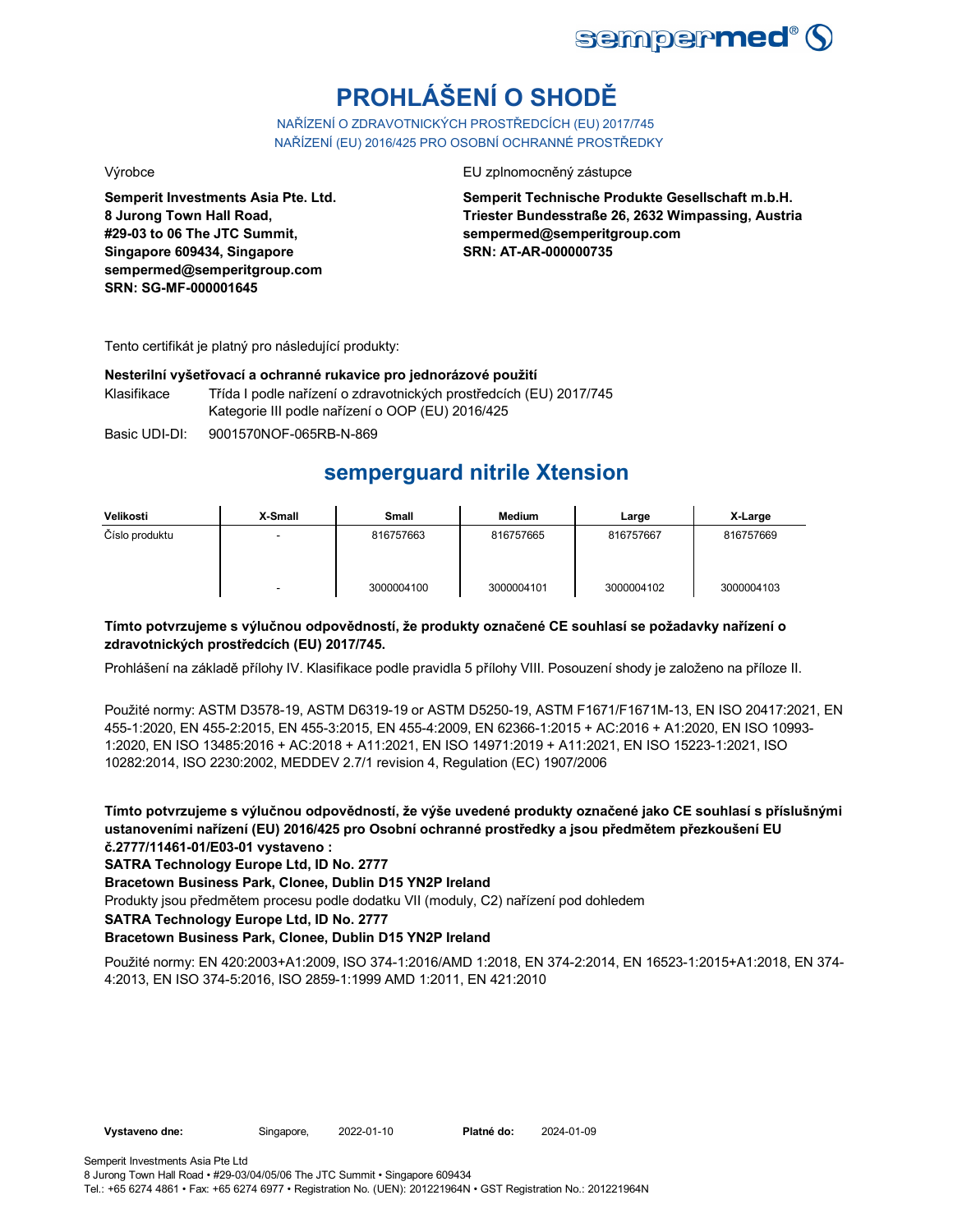sempermed®

# PROHLÁŠENÍ O SHODĚ

NAŘÍZENÍ O ZDRAVOTNICKÝCH PROSTŘEDCÍCH (EU) 2017/745
NAŘÍZENÍ (EU) 2016/425 PRO OSOBNÍ OCHRANNÉ PROSTŘEDKY

Výrobce

**Semperit Investments Asia Pte. Ltd.**
**8 Jurong Town Hall Road,**
**#29-03 to 06 The JTC Summit,**
**Singapore 609434, Singapore**
**sempermed@semperitgroup.com**
**SRN: SG-MF-000001645**

EU zplnomocněný zástupce

**Semperit Technische Produkte Gesellschaft m.b.H.**
**Triester Bundesstraße 26, 2632 Wimpassing, Austria**
**sempermed@semperitgroup.com**
**SRN: AT-AR-000000735**

Tento certifikát je platný pro následující produkty:

**Nesterilní vyšetřovací a ochranné rukavice pro jednorázové použití**

Klasifikace: Třída I podle nařízení o zdravotnických prostředcích (EU) 2017/745
Kategorie III podle nařízení o OOP (EU) 2016/425

Basic UDI-DI: 9001570NOF-065RB-N-869

## semperguard nitrile Xtension

| Velikosti | X-Small | Small | Medium | Large | X-Large |
|---|---|---|---|---|---|
| Číslo produktu | - | 816757663 | 816757665 | 816757667 | 816757669 |
| | - | 3000004100 | 3000004101 | 3000004102 | 3000004103 |

**Tímto potvrzujeme s výlučnou odpovědností, že produkty označené CE souhlasí se požadavky nařízení o zdravotnických prostředcích (EU) 2017/745.**

Prohlášení na základě přílohy IV. Klasifikace podle pravidla 5 přílohy VIII. Posouzení shody je založeno na příloze II.

Použité normy: ASTM D3578-19, ASTM D6319-19 or ASTM D5250-19, ASTM F1671/F1671M-13, EN ISO 20417:2021, EN 455-1:2020, EN 455-2:2015, EN 455-3:2015, EN 455-4:2009, EN 62366-1:2015 + AC:2016 + A1:2020, EN ISO 10993-1:2020, EN ISO 13485:2016 + AC:2018 + A11:2021, EN ISO 14971:2019 + A11:2021, EN ISO 15223-1:2021, ISO 10282:2014, ISO 2230:2002, MEDDEV 2.7/1 revision 4, Regulation (EC) 1907/2006

**Tímto potvrzujeme s výlučnou odpovědností, že výše uvedené produkty označené jako CE souhlasí s příslušnými ustanoveními nařízení (EU) 2016/425 pro Osobní ochranné prostředky a jsou předmětem přezkoušení EU č.2777/11461-01/E03-01 vystaveno :**
**SATRA Technology Europe Ltd, ID No. 2777**
**Bracetown Business Park, Clonee, Dublin D15 YN2P Ireland**
Produkty jsou předmětem procesu podle dodatku VII (moduly, C2) nařízení pod dohledem
**SATRA Technology Europe Ltd, ID No. 2777**
**Bracetown Business Park, Clonee, Dublin D15 YN2P Ireland**

Použité normy: EN 420:2003+A1:2009, ISO 374-1:2016/AMD 1:2018, EN 374-2:2014, EN 16523-1:2015+A1:2018, EN 374-4:2013, EN ISO 374-5:2016, ISO 2859-1:1999 AMD 1:2011, EN 421:2010

**Vystaveno dne:** Singapore, 2022-01-10 **Platné do:** 2024-01-09

Semperit Investments Asia Pte Ltd
8 Jurong Town Hall Road • #29-03/04/05/06 The JTC Summit • Singapore 609434
Tel.: +65 6274 4861 • Fax: +65 6274 6977 • Registration No. (UEN): 201221964N • GST Registration No.: 201221964N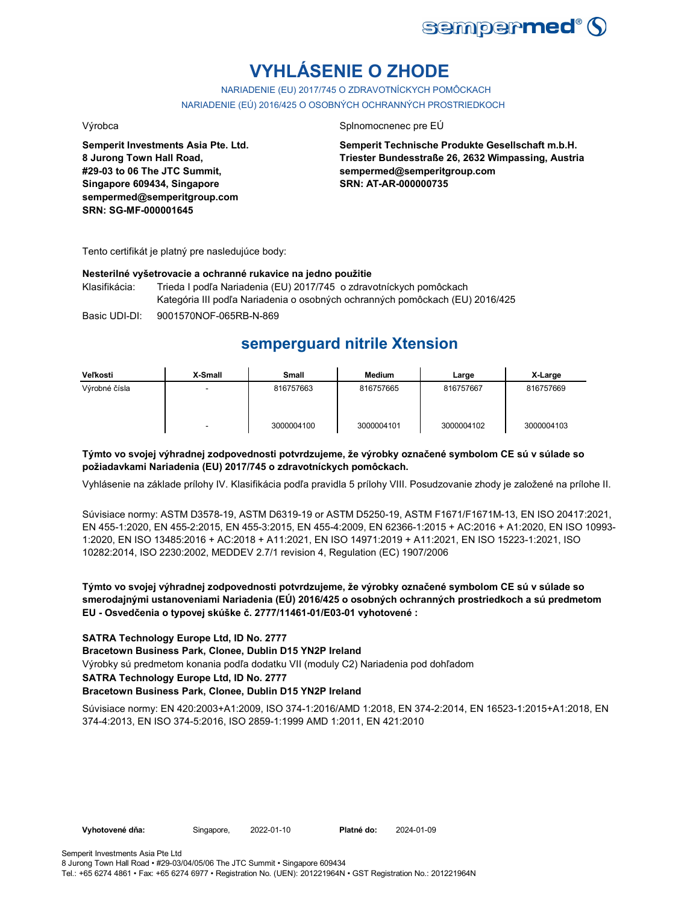# VYHLÁSENIE O ZHODE

NARIADENIE (EU) 2017/745 O ZDRAVOTNÍCKYCH POMÔCKACH

NARIADENIE (EÚ) 2016/425 O OSOBNÝCH OCHRANNÝCH PROSTRIEDKOCH

Výrobca

**Semperit Investments Asia Pte. Ltd.**
**8 Jurong Town Hall Road,**
**#29-03 to 06 The JTC Summit,**
**Singapore 609434, Singapore**
**sempermed@semperitgroup.com**
**SRN: SG-MF-000001645**

Splnomocnenec pre EÚ

**Semperit Technische Produkte Gesellschaft m.b.H.**
**Triester Bundesstraße 26, 2632 Wimpassing, Austria**
**sempermed@semperitgroup.com**
**SRN: AT-AR-000000735**

Tento certifikát je platný pre nasledujúce body:

**Nesterilné vyšetrovacie a ochranné rukavice na jedno použitie**

Klasifikácia: Trieda I podľa Nariadenia (EU) 2017/745 o zdravotníckych pomôckach
Kategória III podľa Nariadenia o osobných ochranných pomôckach (EU) 2016/425

Basic UDI-DI: 9001570NOF-065RB-N-869

## semperguard nitrile Xtension

| Veľkosti | X-Small | Small | Medium | Large | X-Large |
|---|---|---|---|---|---|
| Výrobné čísla | - | 816757663 | 816757665 | 816757667 | 816757669 |
| | - | 3000004100 | 3000004101 | 3000004102 | 3000004103 |

**Týmto vo svojej výhradnej zodpovednosti potvrdzujeme, že výrobky označené symbolom CE sú v súlade so požiadavkami Nariadenia (EU) 2017/745 o zdravotníckych pomôckach.**

Vyhlásenie na základe prílohy IV. Klasifikácia podľa pravidla 5 prílohy VIII. Posudzovanie zhody je založené na prílohe II.

Súvisiace normy: ASTM D3578-19, ASTM D6319-19 or ASTM D5250-19, ASTM F1671/F1671M-13, EN ISO 20417:2021, EN 455-1:2020, EN 455-2:2015, EN 455-3:2015, EN 455-4:2009, EN 62366-1:2015 + AC:2016 + A1:2020, EN ISO 10993-1:2020, EN ISO 13485:2016 + AC:2018 + A11:2021, EN ISO 14971:2019 + A11:2021, EN ISO 15223-1:2021, ISO 10282:2014, ISO 2230:2002, MEDDEV 2.7/1 revision 4, Regulation (EC) 1907/2006

**Týmto vo svojej výhradnej zodpovednosti potvrdzujeme, že výrobky označené symbolom CE sú v súlade so smerodajnými ustanoveniami Nariadenia (EÚ) 2016/425 o osobných ochranných prostriedkoch a sú predmetom EU - Osvedčenia o typovej skúške č. 2777/11461-01/E03-01 vyhotovené :**

**SATRA Technology Europe Ltd, ID No. 2777**
**Bracetown Business Park, Clonee, Dublin D15 YN2P Ireland**
Výrobky sú predmetom konania podľa dodatku VII (moduly C2) Nariadenia pod dohľadom
**SATRA Technology Europe Ltd, ID No. 2777**
**Bracetown Business Park, Clonee, Dublin D15 YN2P Ireland**

Súvisiace normy: EN 420:2003+A1:2009, ISO 374-1:2016/AMD 1:2018, EN 374-2:2014, EN 16523-1:2015+A1:2018, EN 374-4:2013, EN ISO 374-5:2016, ISO 2859-1:1999 AMD 1:2011, EN 421:2010

**Vyhotovené dňa:** Singapore, 2022-01-10 **Platné do:** 2024-01-09

Semperit Investments Asia Pte Ltd
8 Jurong Town Hall Road • #29-03/04/05/06 The JTC Summit • Singapore 609434
Tel.: +65 6274 4861 • Fax: +65 6274 6977 • Registration No. (UEN): 201221964N • GST Registration No.: 201221964N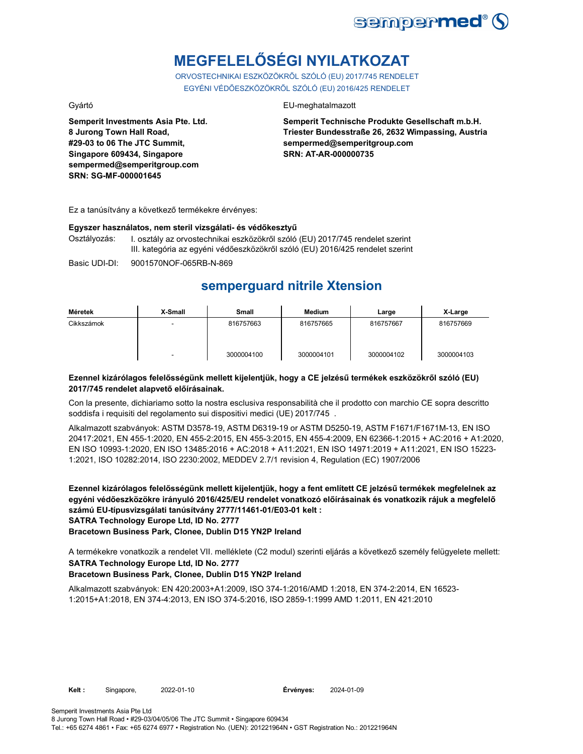# MEGFELELŐSÉGI NYILATKOZAT

ORVOSTECHNIKAI ESZKÖZÖKRŐL SZÓLÓ (EU) 2017/745 RENDELET
EGYÉNI VÉDŐESZKÖZÖKRŐL SZÓLÓ (EU) 2016/425 RENDELET

Gyártó

**Semperit Investments Asia Pte. Ltd.**
**8 Jurong Town Hall Road,**
**#29-03 to 06 The JTC Summit,**
**Singapore 609434, Singapore**
**sempermed@semperitgroup.com**
**SRN: SG-MF-000001645**

EU-meghatalmazott

**Semperit Technische Produkte Gesellschaft m.b.H.**
**Triester Bundesstraße 26, 2632 Wimpassing, Austria**
**sempermed@semperitgroup.com**
**SRN: AT-AR-000000735**

Ez a tanúsítvány a következő termékekre érvényes:

**Egyszer használatos, nem steril vizsgálati- és védőkesztyű**

Osztályozás: I. osztály az orvostechnikai eszközökről szóló (EU) 2017/745 rendelet szerint
III. kategória az egyéni védőeszközökről szóló (EU) 2016/425 rendelet szerint

Basic UDI-DI: 9001570NOF-065RB-N-869

## semperguard nitrile Xtension

| Méretek | X-Small | Small | Medium | Large | X-Large |
|---|---|---|---|---|---|
| Cikkszámok | - | 816757663 | 816757665 | 816757667 | 816757669 |
| | - | 3000004100 | 3000004101 | 3000004102 | 3000004103 |

**Ezennel kizárólagos felelősségünk mellett kijelentjük, hogy a CE jelzésű termékek eszközökről szóló (EU) 2017/745 rendelet alapvető előírásainak.**

Con la presente, dichiariamo sotto la nostra esclusiva responsabilità che il prodotto con marchio CE sopra descritto soddisfa i requisiti del regolamento sui dispositivi medici (UE) 2017/745 .

Alkalmazott szabványok: ASTM D3578-19, ASTM D6319-19 or ASTM D5250-19, ASTM F1671/F1671M-13, EN ISO 20417:2021, EN 455-1:2020, EN 455-2:2015, EN 455-3:2015, EN 455-4:2009, EN 62366-1:2015 + AC:2016 + A1:2020, EN ISO 10993-1:2020, EN ISO 13485:2016 + AC:2018 + A11:2021, EN ISO 14971:2019 + A11:2021, EN ISO 15223-1:2021, ISO 10282:2014, ISO 2230:2002, MEDDEV 2.7/1 revision 4, Regulation (EC) 1907/2006

**Ezennel kizárólagos felelősségünk mellett kijelentjük, hogy a fent említett CE jelzésű termékek megfelelnek az egyéni védőeszközökre irányuló 2016/425/EU rendelet vonatkozó előírásainak és vonatkozik rájuk a megfelelő számú EU-típusvizsgálati tanúsítvány 2777/11461-01/E03-01 kelt :**
**SATRA Technology Europe Ltd, ID No. 2777**
**Bracetown Business Park, Clonee, Dublin D15 YN2P Ireland**

A termékekre vonatkozik a rendelet VII. melléklete (C2 modul) szerinti eljárás a következő személy felügyelete mellett:
**SATRA Technology Europe Ltd, ID No. 2777**
**Bracetown Business Park, Clonee, Dublin D15 YN2P Ireland**

Alkalmazott szabványok: EN 420:2003+A1:2009, ISO 374-1:2016/AMD 1:2018, EN 374-2:2014, EN 16523-1:2015+A1:2018, EN 374-4:2013, EN ISO 374-5:2016, ISO 2859-1:1999 AMD 1:2011, EN 421:2010

**Kelt :** Singapore, 2022-01-10 **Érvényes:** 2024-01-09

Semperit Investments Asia Pte Ltd
8 Jurong Town Hall Road • #29-03/04/05/06 The JTC Summit • Singapore 609434
Tel.: +65 6274 4861 • Fax: +65 6274 6977 • Registration No. (UEN): 201221964N • GST Registration No.: 201221964N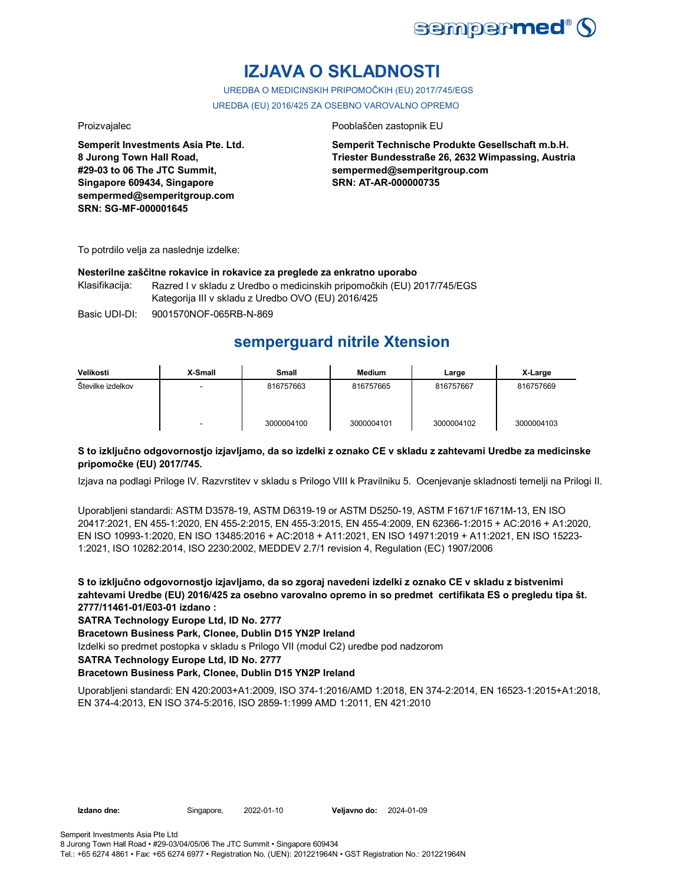# IZJAVA O SKLADNOSTI

UREDBA O MEDICINSKIH PRIPOMOČKIH (EU) 2017/745/EGS

UREDBA (EU) 2016/425 ZA OSEBNO VAROVALNO OPREMO

Proizvajalec

**Semperit Investments Asia Pte. Ltd.**
**8 Jurong Town Hall Road,**
**#29-03 to 06 The JTC Summit,**
**Singapore 609434, Singapore**
**sempermed@semperitgroup.com**
**SRN: SG-MF-000001645**

Pooblaščen zastopnik EU

**Semperit Technische Produkte Gesellschaft m.b.H.**
**Triester Bundesstraße 26, 2632 Wimpassing, Austria**
**sempermed@semperitgroup.com**
**SRN: AT-AR-000000735**

To potrdilo velja za naslednje izdelke:

**Nesterilne zaščitne rokavice in rokavice za preglede za enkratno uporabo**

Klasifikacija: Razred I v skladu z Uredbo o medicinskih pripomočkih (EU) 2017/745/EGS
Kategorija III v skladu z Uredbo OVO (EU) 2016/425

Basic UDI-DI: 9001570NOF-065RB-N-869

## semperguard nitrile Xtension

| Velikosti | X-Small | Small | Medium | Large | X-Large |
|---|---|---|---|---|---|
| Številke izdelkov | - | 816757663 | 816757665 | 816757667 | 816757669 |
| | - | 3000004100 | 3000004101 | 3000004102 | 3000004103 |

**S to izključno odgovornostjo izjavljamo, da so izdelki z oznako CE v skladu z zahtevami Uredbe za medicinske pripomočke (EU) 2017/745.**

Izjava na podlagi Priloge IV. Razvrstitev v skladu s Prilogo VIII k Pravilniku 5. Ocenjevanje skladnosti temelji na Prilogi II.

Uporabljeni standardi: ASTM D3578-19, ASTM D6319-19 or ASTM D5250-19, ASTM F1671/F1671M-13, EN ISO 20417:2021, EN 455-1:2020, EN 455-2:2015, EN 455-3:2015, EN 455-4:2009, EN 62366-1:2015 + AC:2016 + A1:2020, EN ISO 10993-1:2020, EN ISO 13485:2016 + AC:2018 + A11:2021, EN ISO 14971:2019 + A11:2021, EN ISO 15223-1:2021, ISO 10282:2014, ISO 2230:2002, MEDDEV 2.7/1 revision 4, Regulation (EC) 1907/2006

**S to izključno odgovornostjo izjavljamo, da so zgoraj navedeni izdelki z oznako CE v skladu z bistvenimi zahtevami Uredbe (EU) 2016/425 za osebno varovalno opremo in so predmet certifikata ES o pregledu tipa št. 2777/11461-01/E03-01 izdano :**

**SATRA Technology Europe Ltd, ID No. 2777**

**Bracetown Business Park, Clonee, Dublin D15 YN2P Ireland**

Izdelki so predmet postopka v skladu s Prilogo VII (modul C2) uredbe pod nadzorom

**SATRA Technology Europe Ltd, ID No. 2777**

**Bracetown Business Park, Clonee, Dublin D15 YN2P Ireland**

Uporabljeni standardi: EN 420:2003+A1:2009, ISO 374-1:2016/AMD 1:2018, EN 374-2:2014, EN 16523-1:2015+A1:2018, EN 374-4:2013, EN ISO 374-5:2016, ISO 2859-1:1999 AMD 1:2011, EN 421:2010

**Izdano dne:** Singapore, 2022-01-10 **Veljavno do:** 2024-01-09

Semperit Investments Asia Pte Ltd
8 Jurong Town Hall Road • #29-03/04/05/06 The JTC Summit • Singapore 609434
Tel.: +65 6274 4861 • Fax: +65 6274 6977 • Registration No. (UEN): 201221964N • GST Registration No.: 201221964N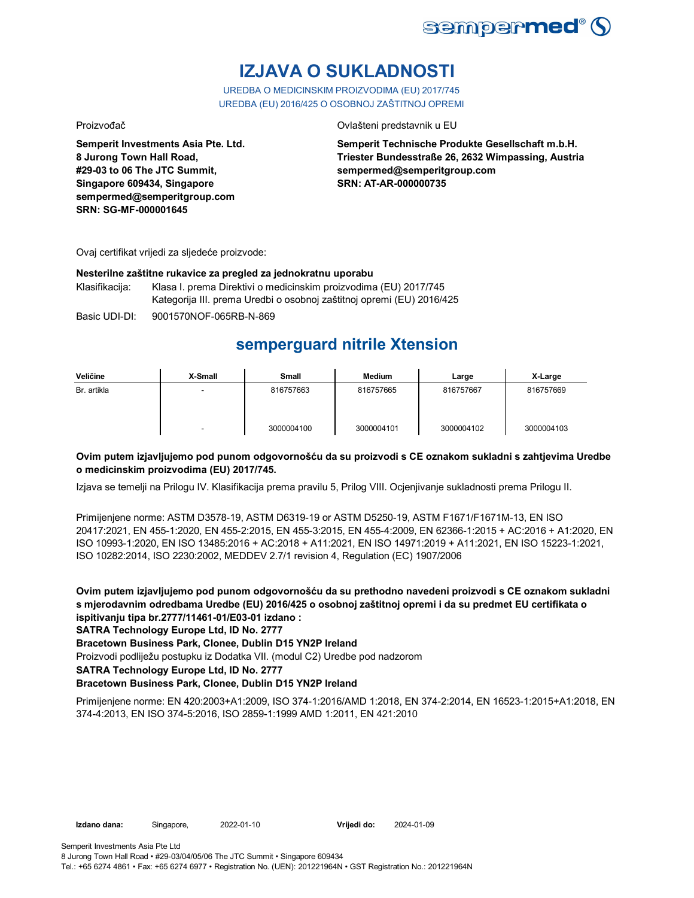# IZJAVA O SUKLADNOSTI

UREDBA O MEDICINSKIM PROIZVODIMA (EU) 2017/745
UREDBA (EU) 2016/425 O OSOBNOJ ZAŠTITNOJ OPREMI

Proizvođač

**Semperit Investments Asia Pte. Ltd.**
**8 Jurong Town Hall Road,**
**#29-03 to 06 The JTC Summit,**
**Singapore 609434, Singapore**
**sempermed@semperitgroup.com**
**SRN: SG-MF-000001645**

Ovlašteni predstavnik u EU

**Semperit Technische Produkte Gesellschaft m.b.H.**
**Triester Bundesstraße 26, 2632 Wimpassing, Austria**
**sempermed@semperitgroup.com**
**SRN: AT-AR-000000735**

Ovaj certifikat vrijedi za sljedeće proizvode:

**Nesterilne zaštitne rukavice za pregled za jednokratnu uporabu**

Klasifikacija: Klasa I. prema Direktivi o medicinskim proizvodima (EU) 2017/745
Kategorija III. prema Uredbi o osobnoj zaštitnoj opremi (EU) 2016/425

Basic UDI-DI: 9001570NOF-065RB-N-869

## semperguard nitrile Xtension

| Veličine | X-Small | Small | Medium | Large | X-Large |
|---|---|---|---|---|---|
| Br. artikla | - | 816757663 | 816757665 | 816757667 | 816757669 |
| | - | 3000004100 | 3000004101 | 3000004102 | 3000004103 |

**Ovim putem izjavljujemo pod punom odgovornošću da su proizvodi s CE oznakom sukladni s zahtjevima Uredbe o medicinskim proizvodima (EU) 2017/745.**

Izjava se temelji na Prilogu IV. Klasifikacija prema pravilu 5, Prilog VIII. Ocjenjivanje sukladnosti prema Prilogu II.

Primijenjene norme: ASTM D3578-19, ASTM D6319-19 or ASTM D5250-19, ASTM F1671/F1671M-13, EN ISO 20417:2021, EN 455-1:2020, EN 455-2:2015, EN 455-3:2015, EN 455-4:2009, EN 62366-1:2015 + AC:2016 + A1:2020, EN ISO 10993-1:2020, EN ISO 13485:2016 + AC:2018 + A11:2021, EN ISO 14971:2019 + A11:2021, EN ISO 15223-1:2021, ISO 10282:2014, ISO 2230:2002, MEDDEV 2.7/1 revision 4, Regulation (EC) 1907/2006

**Ovim putem izjavljujemo pod punom odgovornošću da su prethodno navedeni proizvodi s CE oznakom sukladni s mjerodavnim odredbama Uredbe (EU) 2016/425 o osobnoj zaštitnoj opremi i da su predmet EU certifikata o ispitivanju tipa br.2777/11461-01/E03-01 izdano :**
**SATRA Technology Europe Ltd, ID No. 2777**
**Bracetown Business Park, Clonee, Dublin D15 YN2P Ireland**

Proizvodi podliježu postupku iz Dodatka VII. (modul C2) Uredbe pod nadzorom

**SATRA Technology Europe Ltd, ID No. 2777**
**Bracetown Business Park, Clonee, Dublin D15 YN2P Ireland**

Primijenjene norme: EN 420:2003+A1:2009, ISO 374-1:2016/AMD 1:2018, EN 374-2:2014, EN 16523-1:2015+A1:2018, EN 374-4:2013, EN ISO 374-5:2016, ISO 2859-1:1999 AMD 1:2011, EN 421:2010

**Izdano dana:** Singapore, 2022-01-10 **Vrijedi do:** 2024-01-09

Semperit Investments Asia Pte Ltd
8 Jurong Town Hall Road • #29-03/04/05/06 The JTC Summit • Singapore 609434
Tel.: +65 6274 4861 • Fax: +65 6274 6977 • Registration No. (UEN): 201221964N • GST Registration No.: 201221964N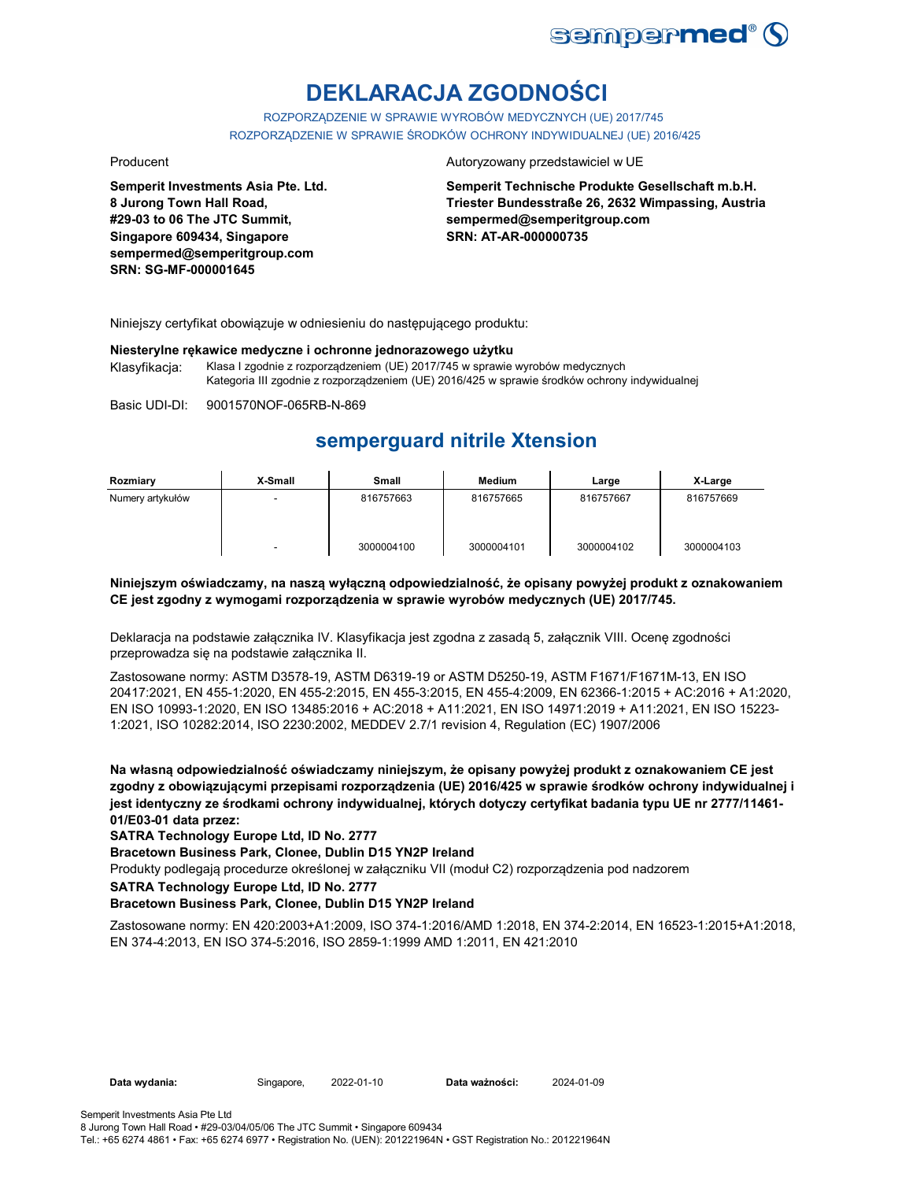# DEKLARACJA ZGODNOŚCI

ROZPORZĄDZENIE W SPRAWIE WYROBÓW MEDYCZNYCH (UE) 2017/745
ROZPORZĄDZENIE W SPRAWIE ŚRODKÓW OCHRONY INDYWIDUALNEJ (UE) 2016/425

Producent

**Semperit Investments Asia Pte. Ltd.**
**8 Jurong Town Hall Road,**
**#29-03 to 06 The JTC Summit,**
**Singapore 609434, Singapore**
**sempermed@semperitgroup.com**
**SRN: SG-MF-000001645**

Autoryzowany przedstawiciel w UE

**Semperit Technische Produkte Gesellschaft m.b.H.**
**Triester Bundesstraße 26, 2632 Wimpassing, Austria**
**sempermed@semperitgroup.com**
**SRN: AT-AR-000000735**

Niniejszy certyfikat obowiązuje w odniesieniu do następującego produktu:

**Niesterylne rękawice medyczne i ochronne jednorazowego użytku**

Klasyfikacja: Klasa I zgodnie z rozporządzeniem (UE) 2017/745 w sprawie wyrobów medycznych
Kategoria III zgodnie z rozporządzeniem (UE) 2016/425 w sprawie środków ochrony indywidualnej

Basic UDI-DI: 9001570NOF-065RB-N-869

## semperguard nitrile Xtension

| Rozmiary | X-Small | Small | Medium | Large | X-Large |
|---|---|---|---|---|---|
| Numery artykułów | - | 816757663 | 816757665 | 816757667 | 816757669 |
| | - | 3000004100 | 3000004101 | 3000004102 | 3000004103 |

**Niniejszym oświadczamy, na naszą wyłączną odpowiedzialność, że opisany powyżej produkt z oznakowaniem CE jest zgodny z wymogami rozporządzenia w sprawie wyrobów medycznych (UE) 2017/745.**

Deklaracja na podstawie załącznika IV. Klasyfikacja jest zgodna z zasadą 5, załącznik VIII. Ocenę zgodności przeprowadza się na podstawie załącznika II.

Zastosowane normy: ASTM D3578-19, ASTM D6319-19 or ASTM D5250-19, ASTM F1671/F1671M-13, EN ISO 20417:2021, EN 455-1:2020, EN 455-2:2015, EN 455-3:2015, EN 455-4:2009, EN 62366-1:2015 + AC:2016 + A1:2020, EN ISO 10993-1:2020, EN ISO 13485:2016 + AC:2018 + A11:2021, EN ISO 14971:2019 + A11:2021, EN ISO 15223-1:2021, ISO 10282:2014, ISO 2230:2002, MEDDEV 2.7/1 revision 4, Regulation (EC) 1907/2006

**Na własną odpowiedzialność oświadczamy niniejszym, że opisany powyżej produkt z oznakowaniem CE jest zgodny z obowiązującymi przepisami rozporządzenia (UE) 2016/425 w sprawie środków ochrony indywidualnej i jest identyczny ze środkami ochrony indywidualnej, których dotyczy certyfikat badania typu UE nr 2777/11461-01/E03-01 data przez:**
**SATRA Technology Europe Ltd, ID No. 2777**
**Bracetown Business Park, Clonee, Dublin D15 YN2P Ireland**
Produkty podlegają procedurze określonej w załączniku VII (moduł C2) rozporządzenia pod nadzorem
**SATRA Technology Europe Ltd, ID No. 2777**
**Bracetown Business Park, Clonee, Dublin D15 YN2P Ireland**

Zastosowane normy: EN 420:2003+A1:2009, ISO 374-1:2016/AMD 1:2018, EN 374-2:2014, EN 16523-1:2015+A1:2018, EN 374-4:2013, EN ISO 374-5:2016, ISO 2859-1:1999 AMD 1:2011, EN 421:2010

**Data wydania:** Singapore, 2022-01-10 **Data ważności:** 2024-01-09

Semperit Investments Asia Pte Ltd
8 Jurong Town Hall Road • #29-03/04/05/06 The JTC Summit • Singapore 609434
Tel.: +65 6274 4861 • Fax: +65 6274 6977 • Registration No. (UEN): 201221964N • GST Registration No.: 201221964N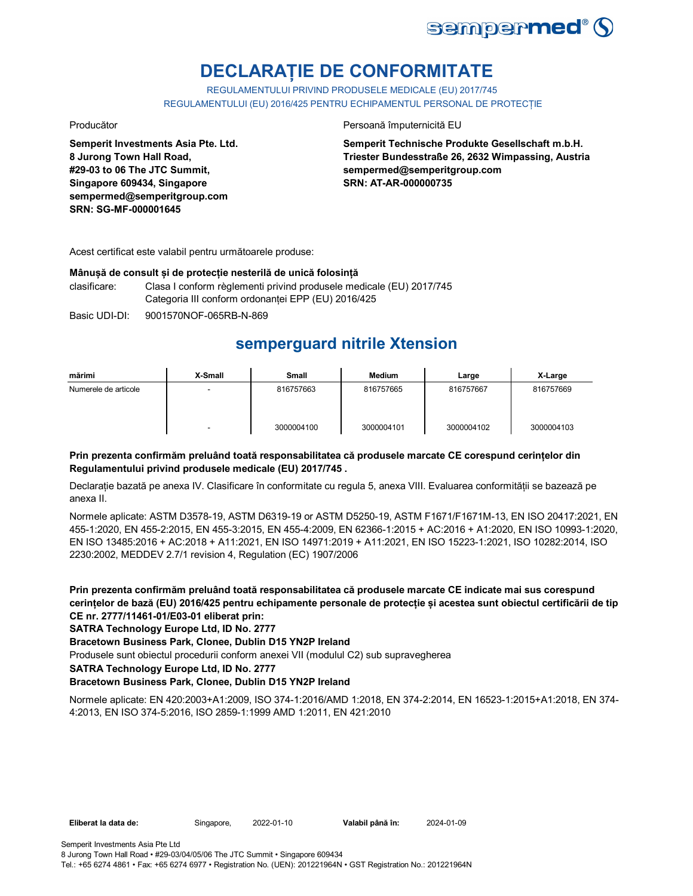# DECLARAȚIE DE CONFORMITATE

REGULAMENTULUI PRIVIND PRODUSELE MEDICALE (EU) 2017/745

REGULAMENTULUI (EU) 2016/425 PENTRU ECHIPAMENTUL PERSONAL DE PROTECȚIE

Producător

**Semperit Investments Asia Pte. Ltd.**
**8 Jurong Town Hall Road,**
**#29-03 to 06 The JTC Summit,**
**Singapore 609434, Singapore**
**sempermed@semperitgroup.com**
**SRN: SG-MF-000001645**

Persoană împuternicită EU

**Semperit Technische Produkte Gesellschaft m.b.H.**
**Triester Bundesstraße 26, 2632 Wimpassing, Austria**
**sempermed@semperitgroup.com**
**SRN: AT-AR-000000735**

Acest certificat este valabil pentru următoarele produse:

**Mânușă de consult și de protecție nesterilă de unică folosință**

clasificare: Clasa I conform règlementi privind produsele medicale (EU) 2017/745
Categoria III conform ordonanței EPP (EU) 2016/425

Basic UDI-DI: 9001570NOF-065RB-N-869

## semperguard nitrile Xtension

| mărimi | X-Small | Small | Medium | Large | X-Large |
|---|---|---|---|---|---|
| Numerele de articole | - | 816757663 | 816757665 | 816757667 | 816757669 |
| | - | 3000004100 | 3000004101 | 3000004102 | 3000004103 |

**Prin prezenta confirmăm preluând toată responsabilitatea că produsele marcate CE corespund cerințelor din Regulamentului privind produsele medicale (EU) 2017/745 .**

Declarație bazată pe anexa IV. Clasificare în conformitate cu regula 5, anexa VIII. Evaluarea conformității se bazează pe anexa II.

Normele aplicate: ASTM D3578-19, ASTM D6319-19 or ASTM D5250-19, ASTM F1671/F1671M-13, EN ISO 20417:2021, EN 455-1:2020, EN 455-2:2015, EN 455-3:2015, EN 455-4:2009, EN 62366-1:2015 + AC:2016 + A1:2020, EN ISO 10993-1:2020, EN ISO 13485:2016 + AC:2018 + A11:2021, EN ISO 14971:2019 + A11:2021, EN ISO 15223-1:2021, ISO 10282:2014, ISO 2230:2002, MEDDEV 2.7/1 revision 4, Regulation (EC) 1907/2006

**Prin prezenta confirmăm preluând toată responsabilitatea că produsele marcate CE indicate mai sus corespund cerințelor de bază (EU) 2016/425 pentru echipamente personale de protecție și acestea sunt obiectul certificării de tip CE nr. 2777/11461-01/E03-01 eliberat prin:**

**SATRA Technology Europe Ltd, ID No. 2777**

**Bracetown Business Park, Clonee, Dublin D15 YN2P Ireland**

Produsele sunt obiectul procedurii conform anexei VII (modulul C2) sub supravegherea

**SATRA Technology Europe Ltd, ID No. 2777**

**Bracetown Business Park, Clonee, Dublin D15 YN2P Ireland**

Normele aplicate: EN 420:2003+A1:2009, ISO 374-1:2016/AMD 1:2018, EN 374-2:2014, EN 16523-1:2015+A1:2018, EN 374-4:2013, EN ISO 374-5:2016, ISO 2859-1:1999 AMD 1:2011, EN 421:2010

**Eliberat la data de:** Singapore, 2022-01-10 **Valabil până în:** 2024-01-09

Semperit Investments Asia Pte Ltd
8 Jurong Town Hall Road • #29-03/04/05/06 The JTC Summit • Singapore 609434
Tel.: +65 6274 4861 • Fax: +65 6274 6977 • Registration No. (UEN): 201221964N • GST Registration No.: 201221964N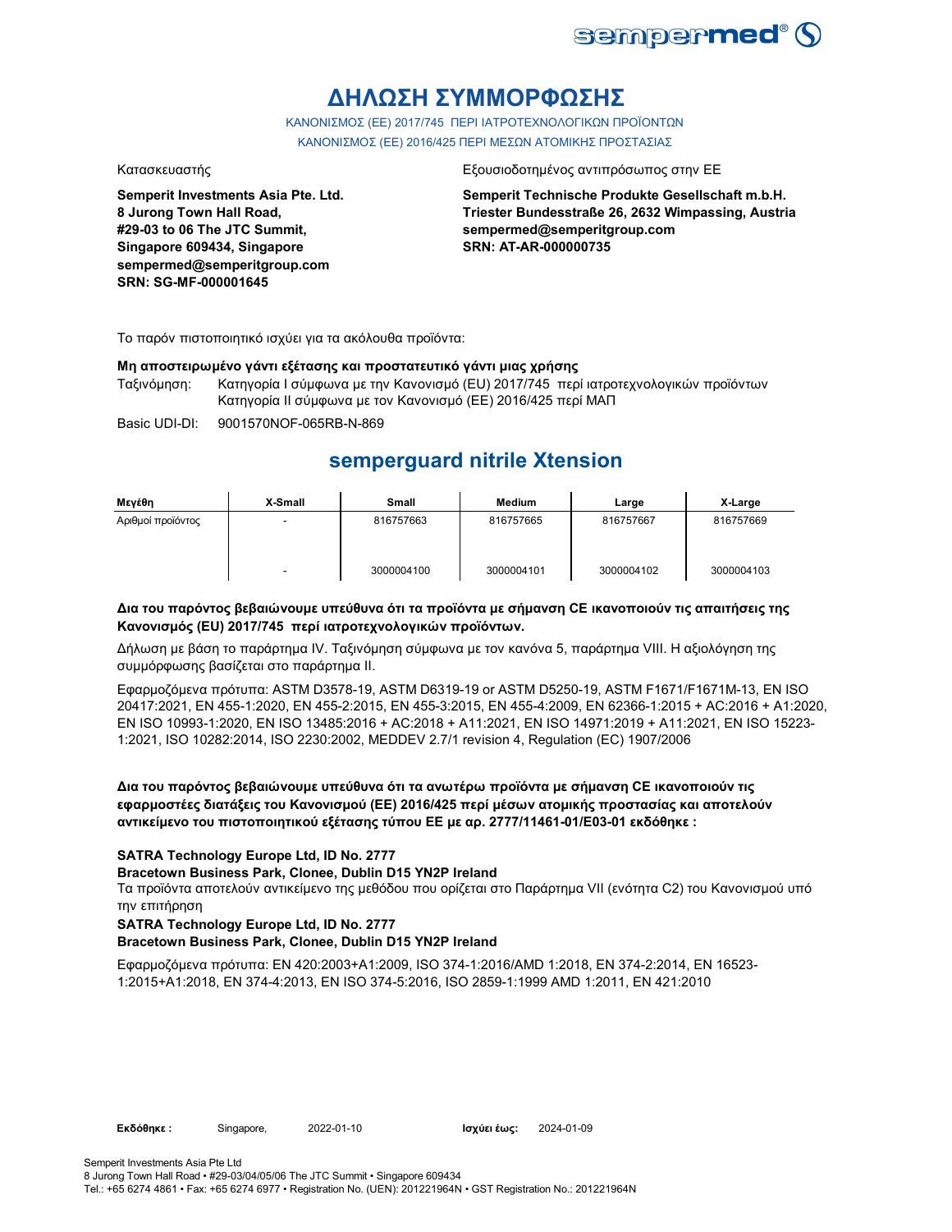# ΔΗΛΩΣΗ ΣΥΜΜΟΡΦΩΣΗΣ

ΚΑΝΟΝΙΣΜΟΣ (ΕΕ) 2017/745 ΠΕΡΙ ΙΑΤΡΟΤΕΧΝΟΛΟΓΙΚΩΝ ΠΡΟΪΟΝΤΩΝ
ΚΑΝΟΝΙΣΜΟΣ (ΕΕ) 2016/425 ΠΕΡΙ ΜΕΣΩΝ ΑΤΟΜΙΚΗΣ ΠΡΟΣΤΑΣΙΑΣ

Κατασκευαστής

**Semperit Investments Asia Pte. Ltd.**
**8 Jurong Town Hall Road,**
**#29-03 to 06 The JTC Summit,**
**Singapore 609434, Singapore**
**sempermed@semperitgroup.com**
**SRN: SG-MF-000001645**

Εξουσιοδοτημένος αντιπρόσωπος στην ΕΕ

**Semperit Technische Produkte Gesellschaft m.b.H.**
**Triester Bundesstraße 26, 2632 Wimpassing, Austria**
**sempermed@semperitgroup.com**
**SRN: AT-AR-000000735**

Το παρόν πιστοποιητικό ισχύει για τα ακόλουθα προϊόντα:

**Μη αποστειρωμένο γάντι εξέτασης και προστατευτικό γάντι μιας χρήσης**

Ταξινόμηση: Κατηγορία I σύμφωνα με την Κανονισμό (EU) 2017/745 περί ιατροτεχνολογικών προϊόντων
Κατηγορία II σύμφωνα με τον Κανονισμό (ΕΕ) 2016/425 περί ΜΑΠ

Basic UDI-DI: 9001570NOF-065RB-N-869

## semperguard nitrile Xtension

| Μεγέθη | X-Small | Small | Medium | Large | X-Large |
|---|---|---|---|---|---|
| Αριθμοί προϊόντος | - | 816757663 | 816757665 | 816757667 | 816757669 |
| | - | 3000004100 | 3000004101 | 3000004102 | 3000004103 |

**Δια του παρόντος βεβαιώνουμε υπεύθυνα ότι τα προϊόντα με σήμανση CE ικανοποιούν τις απαιτήσεις της Κανονισμός (EU) 2017/745 περί ιατροτεχνολογικών προϊόντων.**

Δήλωση με βάση το παράρτημα IV. Ταξινόμηση σύμφωνα με τον κανόνα 5, παράρτημα VIII. Η αξιολόγηση της συμμόρφωσης βασίζεται στο παράρτημα II.

Εφαρμοζόμενα πρότυπα: ASTM D3578-19, ASTM D6319-19 or ASTM D5250-19, ASTM F1671/F1671M-13, EN ISO 20417:2021, EN 455-1:2020, EN 455-2:2015, EN 455-3:2015, EN 455-4:2009, EN 62366-1:2015 + AC:2016 + A1:2020, EN ISO 10993-1:2020, EN ISO 13485:2016 + AC:2018 + A11:2021, EN ISO 14971:2019 + A11:2021, EN ISO 15223-1:2021, ISO 10282:2014, ISO 2230:2002, MEDDEV 2.7/1 revision 4, Regulation (EC) 1907/2006

**Δια του παρόντος βεβαιώνουμε υπεύθυνα ότι τα ανωτέρω προϊόντα με σήμανση CE ικανοποιούν τις εφαρμοστέες διατάξεις του Κανονισμού (ΕΕ) 2016/425 περί μέσων ατομικής προστασίας και αποτελούν αντικείμενο του πιστοποιητικού εξέτασης τύπου ΕΕ με αρ. 2777/11461-01/E03-01 εκδόθηκε :**

**SATRA Technology Europe Ltd, ID No. 2777**
**Bracetown Business Park, Clonee, Dublin D15 YN2P Ireland**

Τα προϊόντα αποτελούν αντικείμενο της μεθόδου που ορίζεται στο Παράρτημα VII (ενότητα C2) του Κανονισμού υπό την επιτήρηση

**SATRA Technology Europe Ltd, ID No. 2777**
**Bracetown Business Park, Clonee, Dublin D15 YN2P Ireland**

Εφαρμοζόμενα πρότυπα: EN 420:2003+A1:2009, ISO 374-1:2016/AMD 1:2018, EN 374-2:2014, EN 16523-1:2015+A1:2018, EN 374-4:2013, EN ISO 374-5:2016, ISO 2859-1:1999 AMD 1:2011, EN 421:2010

**Εκδόθηκε :** Singapore, 2022-01-10 **Ισχύει έως:** 2024-01-09

Semperit Investments Asia Pte Ltd
8 Jurong Town Hall Road • #29-03/04/05/06 The JTC Summit • Singapore 609434
Tel.: +65 6274 4861 • Fax: +65 6274 6977 • Registration No. (UEN): 201221964N • GST Registration No.: 201221964N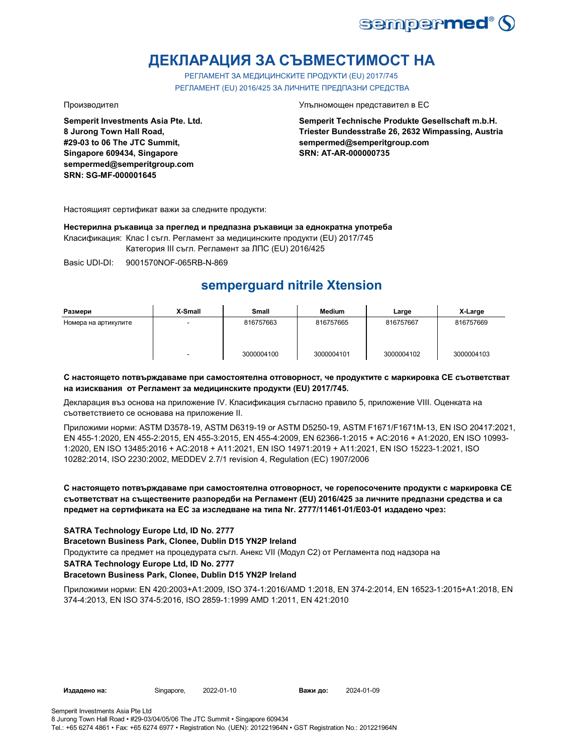# ДЕКЛАРАЦИЯ ЗА СЪВМЕСТИМОСТ НА

РЕГЛАМЕНТ ЗА МЕДИЦИНСКИТЕ ПРОДУКТИ (EU) 2017/745

РЕГЛАМЕНТ (EU) 2016/425 ЗА ЛИЧНИТЕ ПРЕДПАЗНИ СРЕДСТВА

Производител

**Semperit Investments Asia Pte. Ltd.**
**8 Jurong Town Hall Road,**
**#29-03 to 06 The JTC Summit,**
**Singapore 609434, Singapore**
**sempermed@semperitgroup.com**
**SRN: SG-MF-000001645**

Упълномощен представител в ЕС

**Semperit Technische Produkte Gesellschaft m.b.H.**
**Triester Bundesstraße 26, 2632 Wimpassing, Austria**
**sempermed@semperitgroup.com**
**SRN: AT-AR-000000735**

Настоящият сертификат важи за следните продукти:

**Нестерилна ръкавица за преглед и предпазна ръкавици за еднократна употреба**

Класификация: Клас I съгл. Регламент за медицинските продукти (EU) 2017/745
Категория III съгл. Регламент за ЛПС (EU) 2016/425

Basic UDI-DI: 9001570NOF-065RB-N-869

## semperguard nitrile Xtension

| Размери | X-Small | Small | Medium | Large | X-Large |
|---|---|---|---|---|---|
| Номера на артикулите | - | 816757663 | 816757665 | 816757667 | 816757669 |
| | - | 3000004100 | 3000004101 | 3000004102 | 3000004103 |

**С настоящето потвърждаваме при самостоятелна отговорност, че продуктите с маркировка CE съответстват на изисквания от Регламент за медицинските продукти (EU) 2017/745.**

Декларация въз основа на приложение IV. Класификация съгласно правило 5, приложение VIII. Оценката на съответствието се основава на приложение II.

Приложими норми: ASTM D3578-19, ASTM D6319-19 or ASTM D5250-19, ASTM F1671/F1671M-13, EN ISO 20417:2021, EN 455-1:2020, EN 455-2:2015, EN 455-3:2015, EN 455-4:2009, EN 62366-1:2015 + AC:2016 + A1:2020, EN ISO 10993-1:2020, EN ISO 13485:2016 + AC:2018 + A11:2021, EN ISO 14971:2019 + A11:2021, EN ISO 15223-1:2021, ISO 10282:2014, ISO 2230:2002, MEDDEV 2.7/1 revision 4, Regulation (EC) 1907/2006

**С настоящето потвърждаваме при самостоятелна отговорност, че горепосочените продукти с маркировка CE съответстват на съществените разпоредби на Регламент (EU) 2016/425 за личните предпазни средства и са предмет на сертификата на ЕС за изследване на типа Nr. 2777/11461-01/E03-01 издадено чрез:**

**SATRA Technology Europe Ltd, ID No. 2777**
**Bracetown Business Park, Clonee, Dublin D15 YN2P Ireland**

Продуктите са предмет на процедурата съгл. Анекс VII (Модул C2) от Регламента под надзора на

**SATRA Technology Europe Ltd, ID No. 2777**
**Bracetown Business Park, Clonee, Dublin D15 YN2P Ireland**

Приложими норми: EN 420:2003+A1:2009, ISO 374-1:2016/AMD 1:2018, EN 374-2:2014, EN 16523-1:2015+A1:2018, EN 374-4:2013, EN ISO 374-5:2016, ISO 2859-1:1999 AMD 1:2011, EN 421:2010

**Издадено на:** Singapore, 2022-01-10 **Важи до:** 2024-01-09

Semperit Investments Asia Pte Ltd
8 Jurong Town Hall Road • #29-03/04/05/06 The JTC Summit • Singapore 609434
Tel.: +65 6274 4861 • Fax: +65 6274 6977 • Registration No. (UEN): 201221964N • GST Registration No.: 201221964N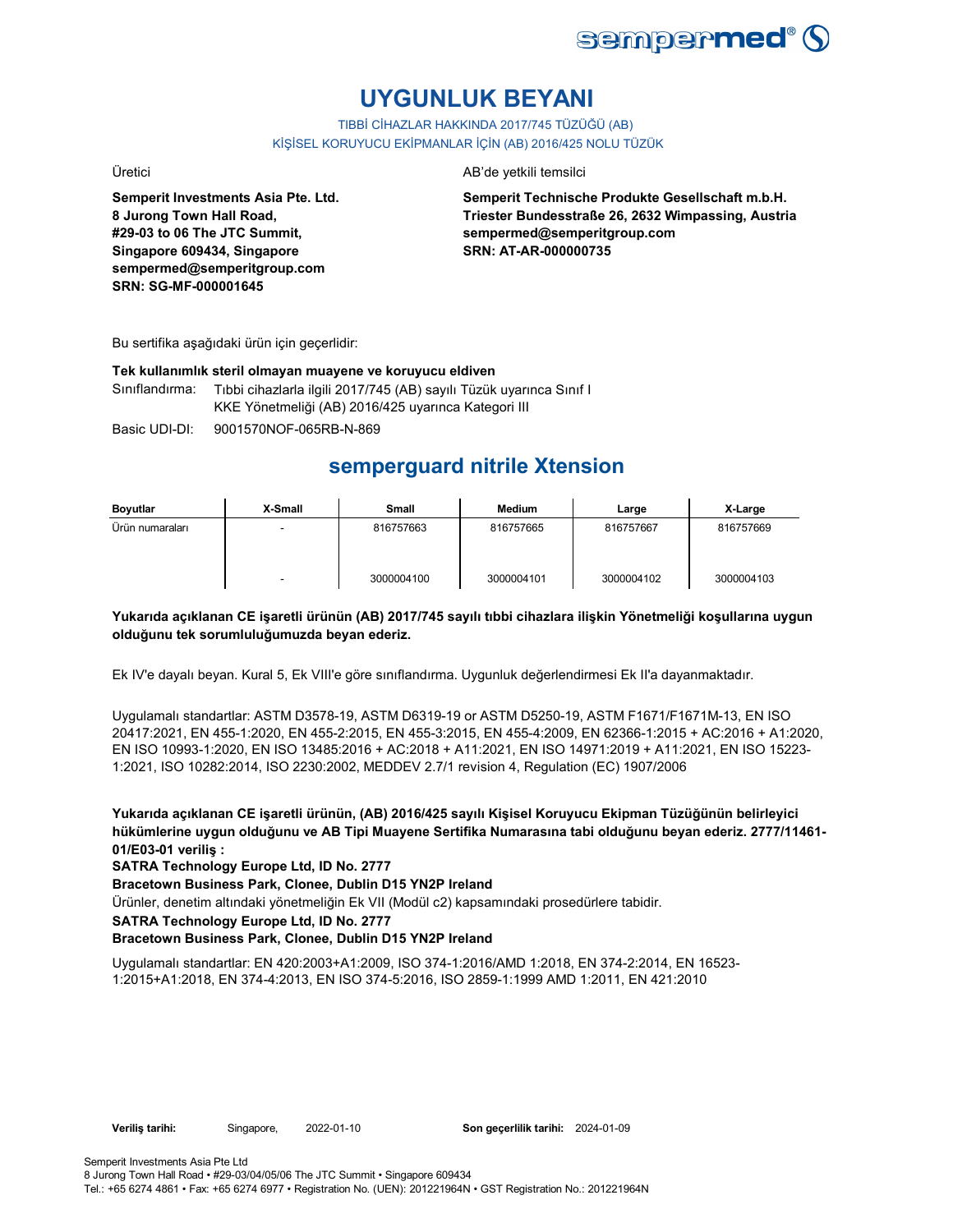# UYGUNLUK BEYANI

TIBBİ CİHAZLAR HAKKINDA 2017/745 TÜZÜĞÜ (AB)
KİŞİSEL KORUYUCU EKİPMANLAR İÇİN (AB) 2016/425 NOLU TÜZÜK

Üretici

**Semperit Investments Asia Pte. Ltd.**
**8 Jurong Town Hall Road,**
**#29-03 to 06 The JTC Summit,**
**Singapore 609434, Singapore**
**sempermed@semperitgroup.com**
**SRN: SG-MF-000001645**

AB'de yetkili temsilci

**Semperit Technische Produkte Gesellschaft m.b.H.**
**Triester Bundesstraße 26, 2632 Wimpassing, Austria**
**sempermed@semperitgroup.com**
**SRN: AT-AR-000000735**

Bu sertifika aşağıdaki ürün için geçerlidir:

**Tek kullanımlık steril olmayan muayene ve koruyucu eldiven**

Sınıflandırma: Tıbbi cihazlarla ilgili 2017/745 (AB) sayılı Tüzük uyarınca Sınıf I
KKE Yönetmeliği (AB) 2016/425 uyarınca Kategori III

Basic UDI-DI: 9001570NOF-065RB-N-869

## semperguard nitrile Xtension

| Boyutlar | X-Small | Small | Medium | Large | X-Large |
|---|---|---|---|---|---|
| Ürün numaraları | - | 816757663 | 816757665 | 816757667 | 816757669 |
| | - | 3000004100 | 3000004101 | 3000004102 | 3000004103 |

**Yukarıda açıklanan CE işaretli ürünün (AB) 2017/745 sayılı tıbbi cihazlara ilişkin Yönetmeliği koşullarına uygun olduğunu tek sorumluluğumuzda beyan ederiz.**

Ek IV'e dayalı beyan. Kural 5, Ek VIII'e göre sınıflandırma. Uygunluk değerlendirmesi Ek II'a dayanmaktadır.

Uygulamalı standartlar: ASTM D3578-19, ASTM D6319-19 or ASTM D5250-19, ASTM F1671/F1671M-13, EN ISO 20417:2021, EN 455-1:2020, EN 455-2:2015, EN 455-3:2015, EN 455-4:2009, EN 62366-1:2015 + AC:2016 + A1:2020, EN ISO 10993-1:2020, EN ISO 13485:2016 + AC:2018 + A11:2021, EN ISO 14971:2019 + A11:2021, EN ISO 15223-1:2021, ISO 10282:2014, ISO 2230:2002, MEDDEV 2.7/1 revision 4, Regulation (EC) 1907/2006

**Yukarıda açıklanan CE işaretli ürünün, (AB) 2016/425 sayılı Kişisel Koruyucu Ekipman Tüzüğünün belirleyici hükümlerine uygun olduğunu ve AB Tipi Muayene Sertifika Numarasına tabi olduğunu beyan ederiz. 2777/11461-01/E03-01 veriliş :**
**SATRA Technology Europe Ltd, ID No. 2777**
**Bracetown Business Park, Clonee, Dublin D15 YN2P Ireland**
Ürünler, denetim altındaki yönetmeliğin Ek VII (Modül c2) kapsamındaki prosedürlere tabidir.
**SATRA Technology Europe Ltd, ID No. 2777**
**Bracetown Business Park, Clonee, Dublin D15 YN2P Ireland**

Uygulamalı standartlar: EN 420:2003+A1:2009, ISO 374-1:2016/AMD 1:2018, EN 374-2:2014, EN 16523-1:2015+A1:2018, EN 374-4:2013, EN ISO 374-5:2016, ISO 2859-1:1999 AMD 1:2011, EN 421:2010

**Veriliş tarihi:** Singapore, 2022-01-10 **Son geçerlilik tarihi:** 2024-01-09

Semperit Investments Asia Pte Ltd
8 Jurong Town Hall Road • #29-03/04/05/06 The JTC Summit • Singapore 609434
Tel.: +65 6274 4861 • Fax: +65 6274 6977 • Registration No. (UEN): 201221964N • GST Registration No.: 201221964N